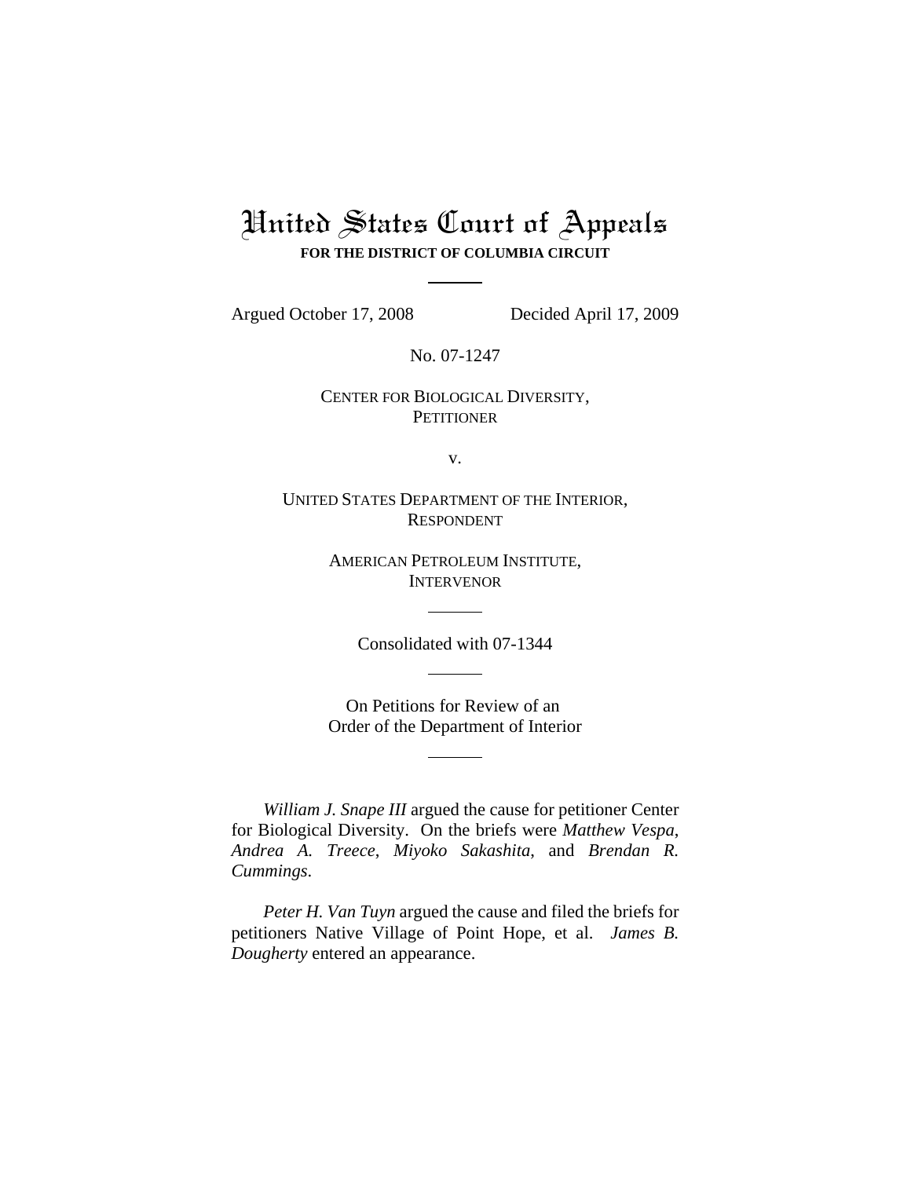# United States Court of Appeals

**FOR THE DISTRICT OF COLUMBIA CIRCUIT**

Argued October 17, 2008 Decided April 17, 2009

No. 07-1247

CENTER FOR BIOLOGICAL DIVERSITY,
PETITIONER

v.

UNITED STATES DEPARTMENT OF THE INTERIOR,
RESPONDENT

AMERICAN PETROLEUM INSTITUTE,
INTERVENOR

Consolidated with 07-1344

On Petitions for Review of an
Order of the Department of Interior

*William J. Snape III* argued the cause for petitioner Center for Biological Diversity. On the briefs were *Matthew Vespa*, *Andrea A. Treece*, *Miyoko Sakashita*, and *Brendan R. Cummings*.

*Peter H. Van Tuyn* argued the cause and filed the briefs for petitioners Native Village of Point Hope, et al. *James B. Dougherty* entered an appearance.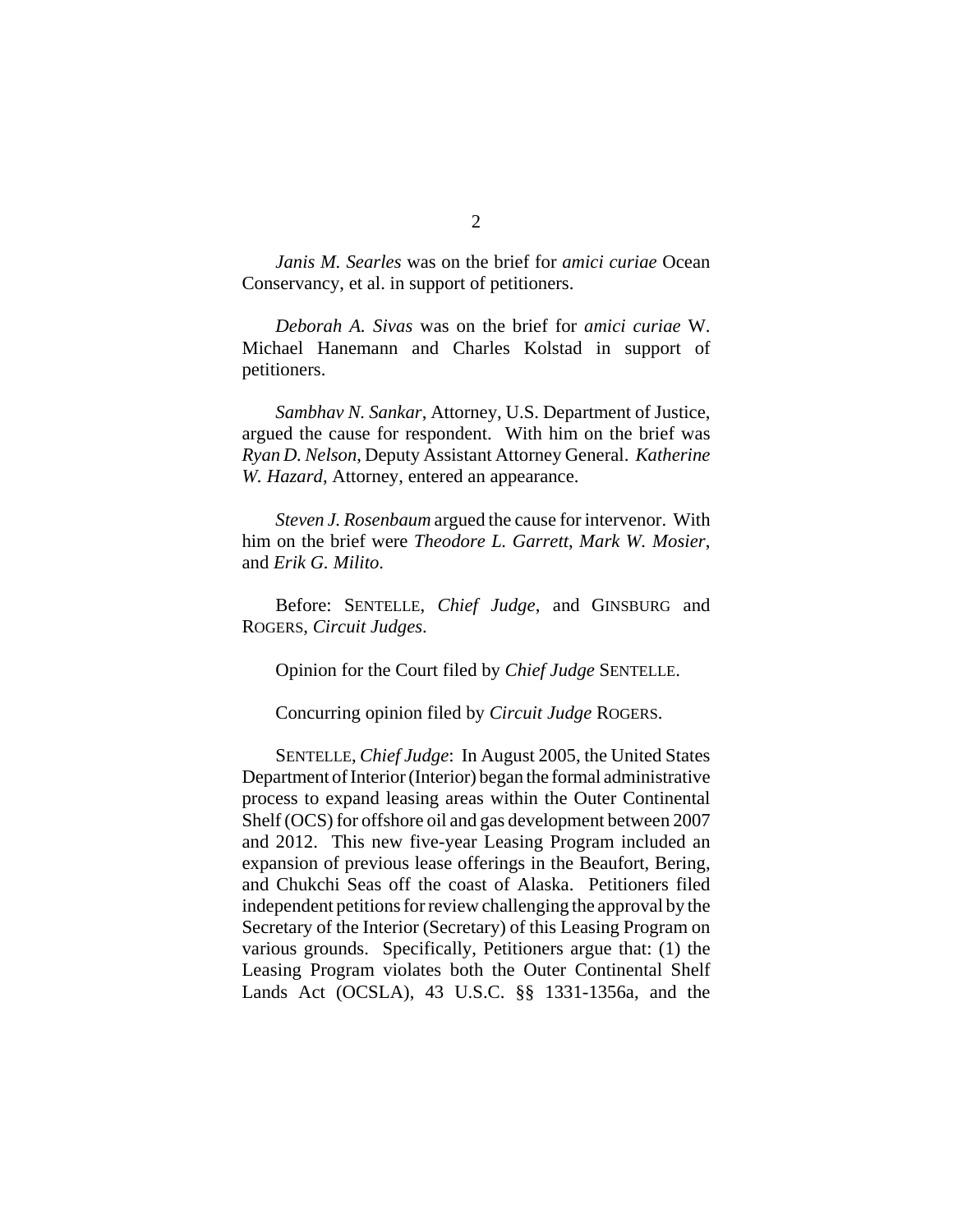*Janis M. Searles* was on the brief for *amici curiae* Ocean Conservancy, et al. in support of petitioners.

*Deborah A. Sivas* was on the brief for *amici curiae* W. Michael Hanemann and Charles Kolstad in support of petitioners.

*Sambhav N. Sankar*, Attorney, U.S. Department of Justice, argued the cause for respondent. With him on the brief was *Ryan D. Nelson*, Deputy Assistant Attorney General. *Katherine W. Hazard*, Attorney, entered an appearance.

*Steven J. Rosenbaum* argued the cause for intervenor. With him on the brief were *Theodore L. Garrett*, *Mark W. Mosier*, and *Erik G. Milito*.

Before: SENTELLE, *Chief Judge*, and GINSBURG and ROGERS, *Circuit Judges*.

Opinion for the Court filed by *Chief Judge* SENTELLE.

Concurring opinion filed by *Circuit Judge* ROGERS.

SENTELLE, *Chief Judge*: In August 2005, the United States Department of Interior (Interior) began the formal administrative process to expand leasing areas within the Outer Continental Shelf (OCS) for offshore oil and gas development between 2007 and 2012. This new five-year Leasing Program included an expansion of previous lease offerings in the Beaufort, Bering, and Chukchi Seas off the coast of Alaska. Petitioners filed independent petitions for review challenging the approval by the Secretary of the Interior (Secretary) of this Leasing Program on various grounds. Specifically, Petitioners argue that: (1) the Leasing Program violates both the Outer Continental Shelf Lands Act (OCSLA), 43 U.S.C. §§ 1331-1356a, and the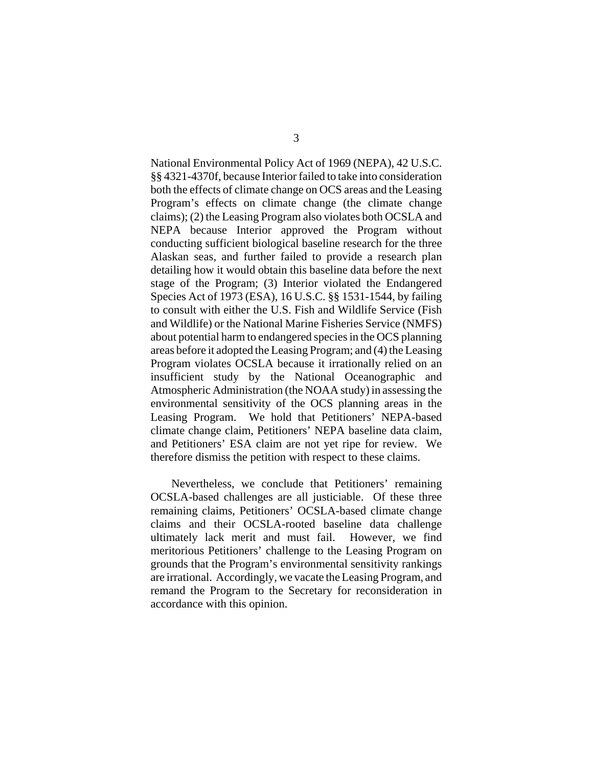National Environmental Policy Act of 1969 (NEPA), 42 U.S.C. §§ 4321-4370f, because Interior failed to take into consideration both the effects of climate change on OCS areas and the Leasing Program's effects on climate change (the climate change claims); (2) the Leasing Program also violates both OCSLA and NEPA because Interior approved the Program without conducting sufficient biological baseline research for the three Alaskan seas, and further failed to provide a research plan detailing how it would obtain this baseline data before the next stage of the Program; (3) Interior violated the Endangered Species Act of 1973 (ESA), 16 U.S.C. §§ 1531-1544, by failing to consult with either the U.S. Fish and Wildlife Service (Fish and Wildlife) or the National Marine Fisheries Service (NMFS) about potential harm to endangered species in the OCS planning areas before it adopted the Leasing Program; and (4) the Leasing Program violates OCSLA because it irrationally relied on an insufficient study by the National Oceanographic and Atmospheric Administration (the NOAA study) in assessing the environmental sensitivity of the OCS planning areas in the Leasing Program. We hold that Petitioners' NEPA-based climate change claim, Petitioners' NEPA baseline data claim, and Petitioners' ESA claim are not yet ripe for review. We therefore dismiss the petition with respect to these claims.

Nevertheless, we conclude that Petitioners' remaining OCSLA-based challenges are all justiciable. Of these three remaining claims, Petitioners' OCSLA-based climate change claims and their OCSLA-rooted baseline data challenge ultimately lack merit and must fail. However, we find meritorious Petitioners' challenge to the Leasing Program on grounds that the Program's environmental sensitivity rankings are irrational. Accordingly, we vacate the Leasing Program, and remand the Program to the Secretary for reconsideration in accordance with this opinion.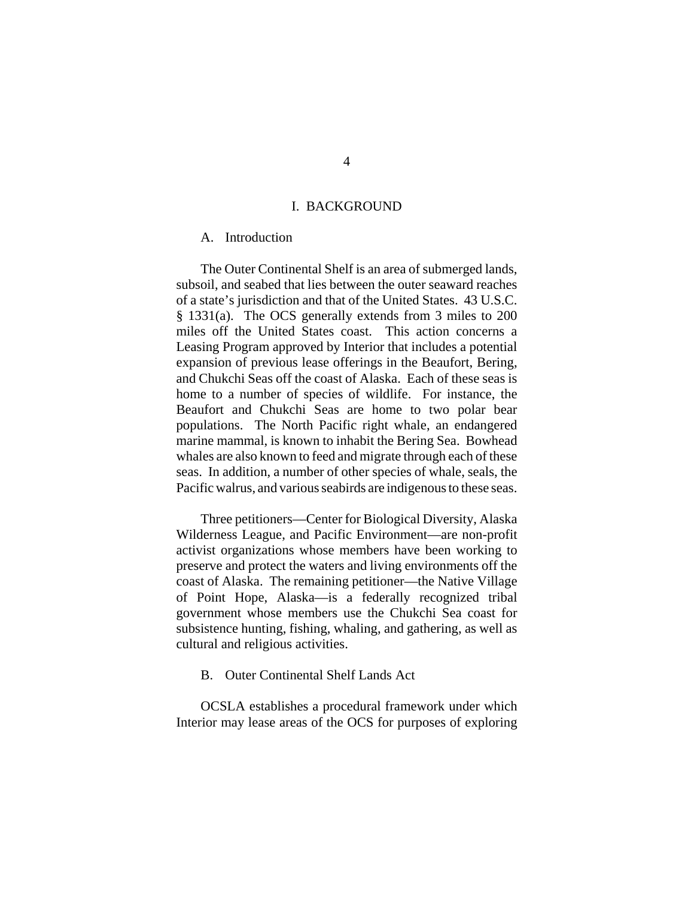# I. BACKGROUND

## A. Introduction

The Outer Continental Shelf is an area of submerged lands, subsoil, and seabed that lies between the outer seaward reaches of a state's jurisdiction and that of the United States. 43 U.S.C. § 1331(a). The OCS generally extends from 3 miles to 200 miles off the United States coast. This action concerns a Leasing Program approved by Interior that includes a potential expansion of previous lease offerings in the Beaufort, Bering, and Chukchi Seas off the coast of Alaska. Each of these seas is home to a number of species of wildlife. For instance, the Beaufort and Chukchi Seas are home to two polar bear populations. The North Pacific right whale, an endangered marine mammal, is known to inhabit the Bering Sea. Bowhead whales are also known to feed and migrate through each of these seas. In addition, a number of other species of whale, seals, the Pacific walrus, and various seabirds are indigenous to these seas.

Three petitioners—Center for Biological Diversity, Alaska Wilderness League, and Pacific Environment—are non-profit activist organizations whose members have been working to preserve and protect the waters and living environments off the coast of Alaska. The remaining petitioner—the Native Village of Point Hope, Alaska—is a federally recognized tribal government whose members use the Chukchi Sea coast for subsistence hunting, fishing, whaling, and gathering, as well as cultural and religious activities.

## B. Outer Continental Shelf Lands Act

OCSLA establishes a procedural framework under which Interior may lease areas of the OCS for purposes of exploring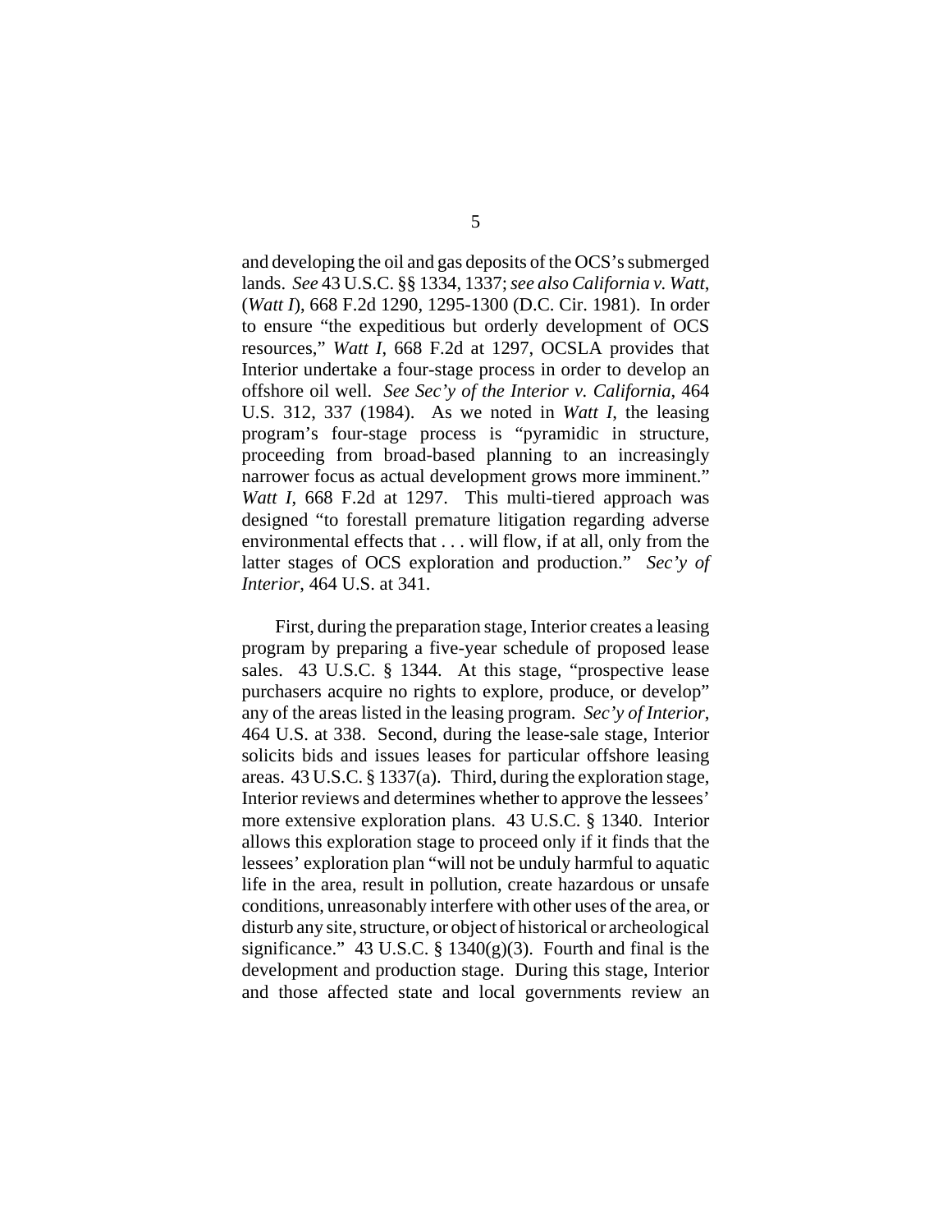and developing the oil and gas deposits of the OCS's submerged lands. *See* 43 U.S.C. §§ 1334, 1337; *see also California v. Watt*, (*Watt I*), 668 F.2d 1290, 1295-1300 (D.C. Cir. 1981). In order to ensure "the expeditious but orderly development of OCS resources," *Watt I*, 668 F.2d at 1297, OCSLA provides that Interior undertake a four-stage process in order to develop an offshore oil well. *See Sec'y of the Interior v. California*, 464 U.S. 312, 337 (1984). As we noted in *Watt I*, the leasing program's four-stage process is "pyramidic in structure, proceeding from broad-based planning to an increasingly narrower focus as actual development grows more imminent." *Watt I*, 668 F.2d at 1297. This multi-tiered approach was designed "to forestall premature litigation regarding adverse environmental effects that . . . will flow, if at all, only from the latter stages of OCS exploration and production." *Sec'y of Interior*, 464 U.S. at 341.

First, during the preparation stage, Interior creates a leasing program by preparing a five-year schedule of proposed lease sales. 43 U.S.C. § 1344. At this stage, "prospective lease purchasers acquire no rights to explore, produce, or develop" any of the areas listed in the leasing program. *Sec'y of Interior*, 464 U.S. at 338. Second, during the lease-sale stage, Interior solicits bids and issues leases for particular offshore leasing areas. 43 U.S.C. § 1337(a). Third, during the exploration stage, Interior reviews and determines whether to approve the lessees' more extensive exploration plans. 43 U.S.C. § 1340. Interior allows this exploration stage to proceed only if it finds that the lessees' exploration plan "will not be unduly harmful to aquatic life in the area, result in pollution, create hazardous or unsafe conditions, unreasonably interfere with other uses of the area, or disturb any site, structure, or object of historical or archeological significance." 43 U.S.C. § 1340(g)(3). Fourth and final is the development and production stage. During this stage, Interior and those affected state and local governments review an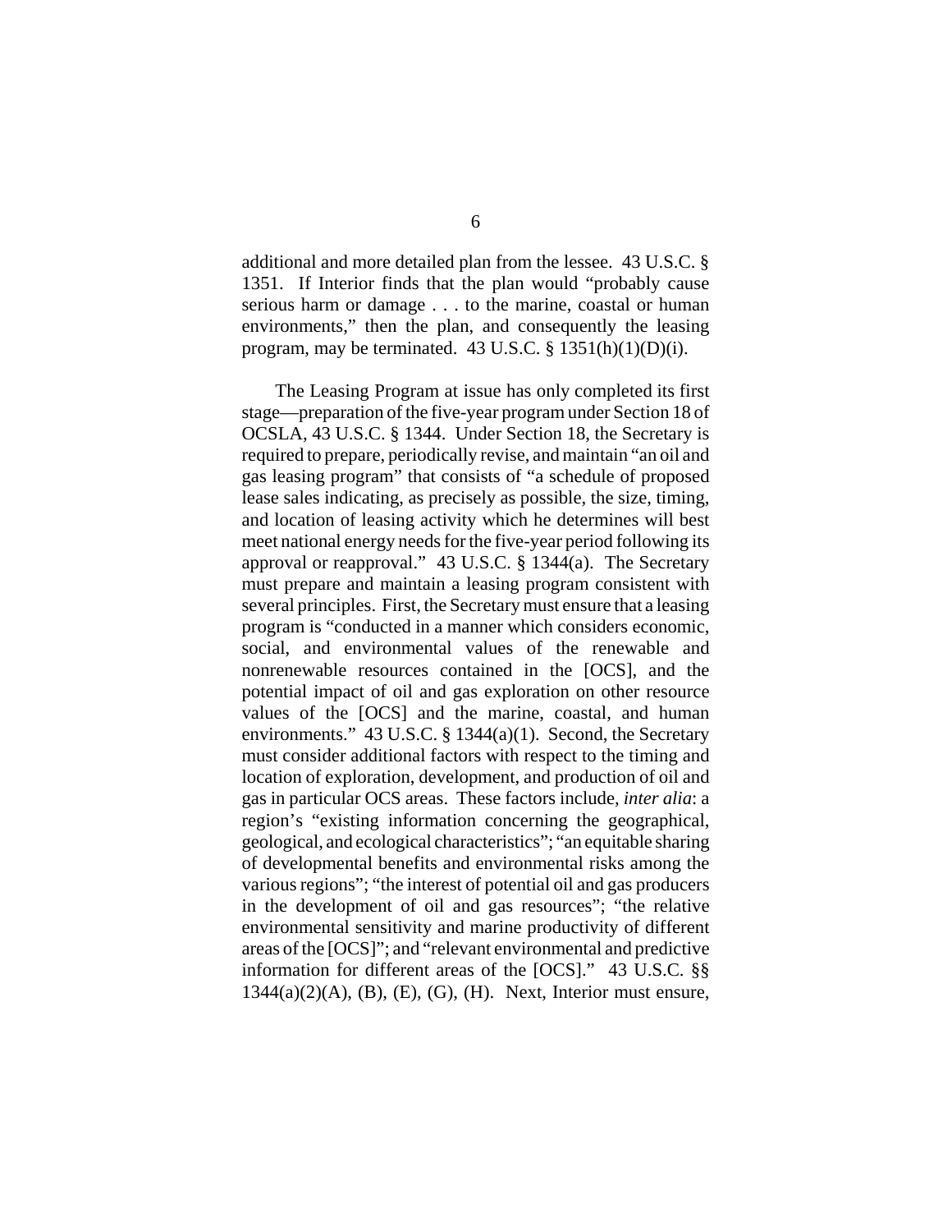additional and more detailed plan from the lessee. 43 U.S.C. § 1351. If Interior finds that the plan would "probably cause serious harm or damage . . . to the marine, coastal or human environments," then the plan, and consequently the leasing program, may be terminated. 43 U.S.C. § 1351(h)(1)(D)(i).

The Leasing Program at issue has only completed its first stage—preparation of the five-year program under Section 18 of OCSLA, 43 U.S.C. § 1344. Under Section 18, the Secretary is required to prepare, periodically revise, and maintain "an oil and gas leasing program" that consists of "a schedule of proposed lease sales indicating, as precisely as possible, the size, timing, and location of leasing activity which he determines will best meet national energy needs for the five-year period following its approval or reapproval." 43 U.S.C. § 1344(a). The Secretary must prepare and maintain a leasing program consistent with several principles. First, the Secretary must ensure that a leasing program is "conducted in a manner which considers economic, social, and environmental values of the renewable and nonrenewable resources contained in the [OCS], and the potential impact of oil and gas exploration on other resource values of the [OCS] and the marine, coastal, and human environments." 43 U.S.C. § 1344(a)(1). Second, the Secretary must consider additional factors with respect to the timing and location of exploration, development, and production of oil and gas in particular OCS areas. These factors include, *inter alia*: a region's "existing information concerning the geographical, geological, and ecological characteristics"; "an equitable sharing of developmental benefits and environmental risks among the various regions"; "the interest of potential oil and gas producers in the development of oil and gas resources"; "the relative environmental sensitivity and marine productivity of different areas of the [OCS]"; and "relevant environmental and predictive information for different areas of the [OCS]." 43 U.S.C. §§ 1344(a)(2)(A), (B), (E), (G), (H). Next, Interior must ensure,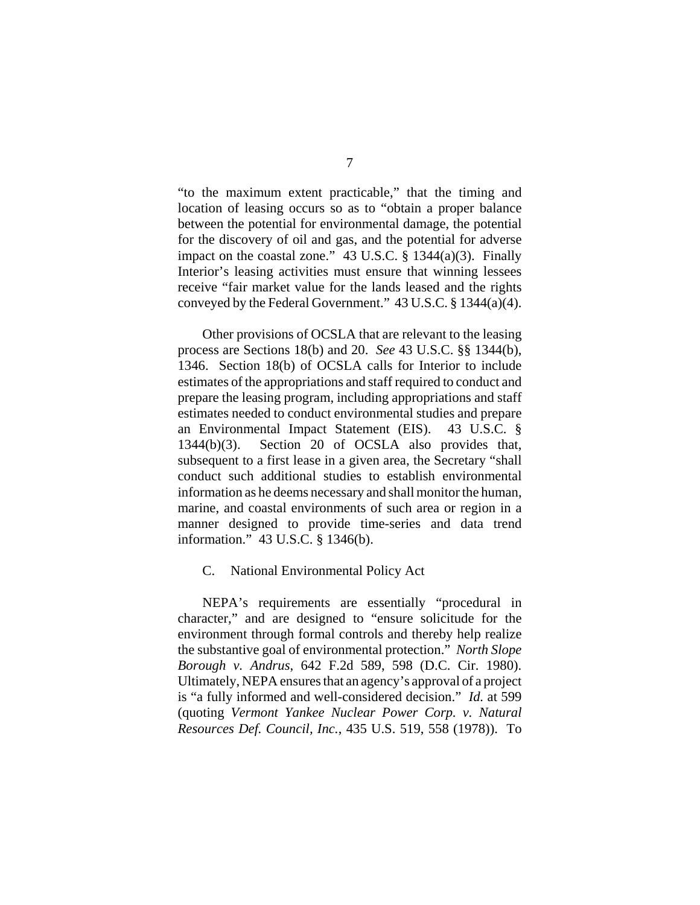"to the maximum extent practicable," that the timing and location of leasing occurs so as to "obtain a proper balance between the potential for environmental damage, the potential for the discovery of oil and gas, and the potential for adverse impact on the coastal zone." 43 U.S.C. § 1344(a)(3). Finally Interior's leasing activities must ensure that winning lessees receive "fair market value for the lands leased and the rights conveyed by the Federal Government." 43 U.S.C. § 1344(a)(4).

Other provisions of OCSLA that are relevant to the leasing process are Sections 18(b) and 20. *See* 43 U.S.C. §§ 1344(b), 1346. Section 18(b) of OCSLA calls for Interior to include estimates of the appropriations and staff required to conduct and prepare the leasing program, including appropriations and staff estimates needed to conduct environmental studies and prepare an Environmental Impact Statement (EIS). 43 U.S.C. § 1344(b)(3). Section 20 of OCSLA also provides that, subsequent to a first lease in a given area, the Secretary "shall conduct such additional studies to establish environmental information as he deems necessary and shall monitor the human, marine, and coastal environments of such area or region in a manner designed to provide time-series and data trend information." 43 U.S.C. § 1346(b).

### C. National Environmental Policy Act

NEPA's requirements are essentially "procedural in character," and are designed to "ensure solicitude for the environment through formal controls and thereby help realize the substantive goal of environmental protection." *North Slope Borough v. Andrus*, 642 F.2d 589, 598 (D.C. Cir. 1980). Ultimately, NEPA ensures that an agency's approval of a project is "a fully informed and well-considered decision." *Id.* at 599 (quoting *Vermont Yankee Nuclear Power Corp. v. Natural Resources Def. Council, Inc.*, 435 U.S. 519, 558 (1978)). To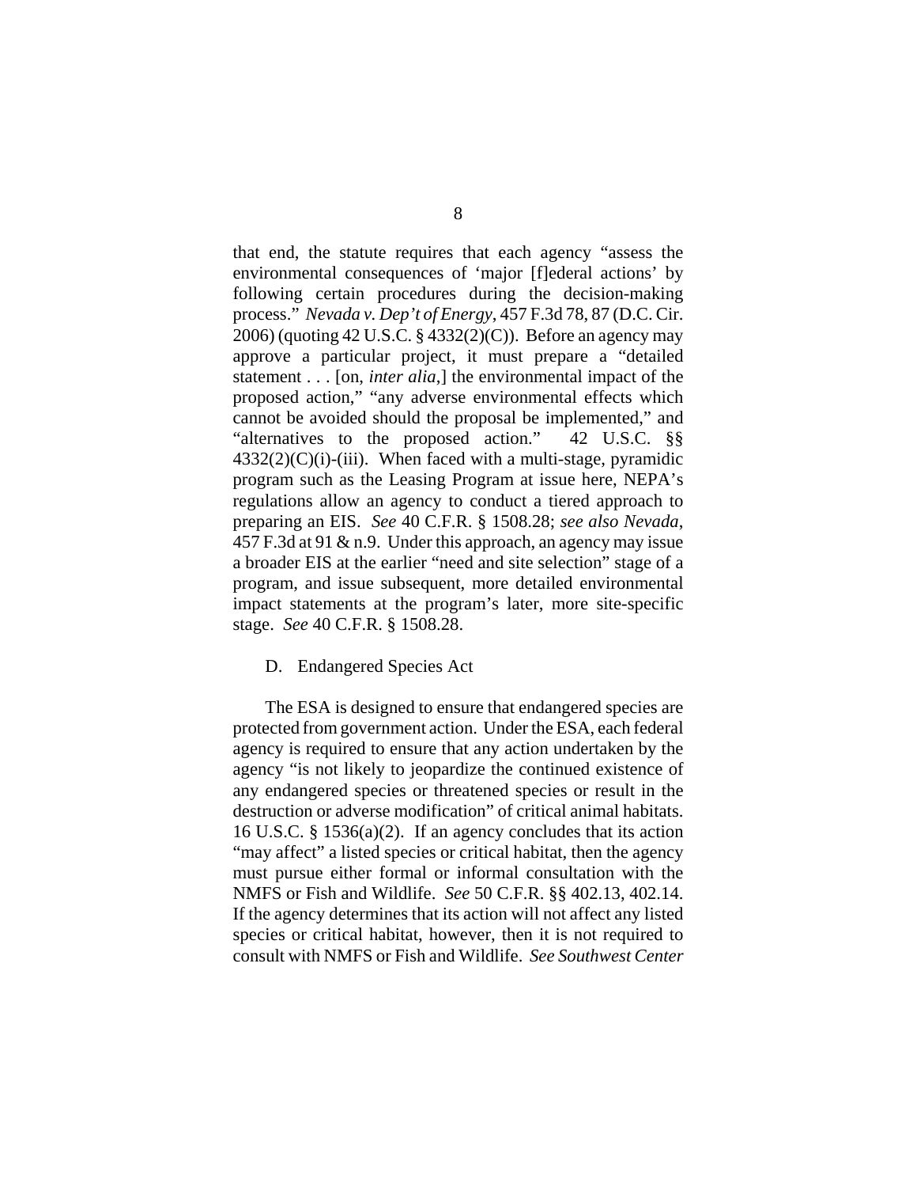that end, the statute requires that each agency "assess the environmental consequences of 'major [f]ederal actions' by following certain procedures during the decision-making process." *Nevada v. Dep't of Energy*, 457 F.3d 78, 87 (D.C. Cir. 2006) (quoting 42 U.S.C. § 4332(2)(C)). Before an agency may approve a particular project, it must prepare a "detailed statement . . . [on, *inter alia*,] the environmental impact of the proposed action," "any adverse environmental effects which cannot be avoided should the proposal be implemented," and "alternatives to the proposed action." 42 U.S.C. §§ 4332(2)(C)(i)-(iii). When faced with a multi-stage, pyramidic program such as the Leasing Program at issue here, NEPA's regulations allow an agency to conduct a tiered approach to preparing an EIS. *See* 40 C.F.R. § 1508.28; *see also Nevada*, 457 F.3d at 91 & n.9. Under this approach, an agency may issue a broader EIS at the earlier "need and site selection" stage of a program, and issue subsequent, more detailed environmental impact statements at the program's later, more site-specific stage. *See* 40 C.F.R. § 1508.28.

### D. Endangered Species Act

The ESA is designed to ensure that endangered species are protected from government action. Under the ESA, each federal agency is required to ensure that any action undertaken by the agency "is not likely to jeopardize the continued existence of any endangered species or threatened species or result in the destruction or adverse modification" of critical animal habitats. 16 U.S.C. § 1536(a)(2). If an agency concludes that its action "may affect" a listed species or critical habitat, then the agency must pursue either formal or informal consultation with the NMFS or Fish and Wildlife. *See* 50 C.F.R. §§ 402.13, 402.14. If the agency determines that its action will not affect any listed species or critical habitat, however, then it is not required to consult with NMFS or Fish and Wildlife. *See Southwest Center*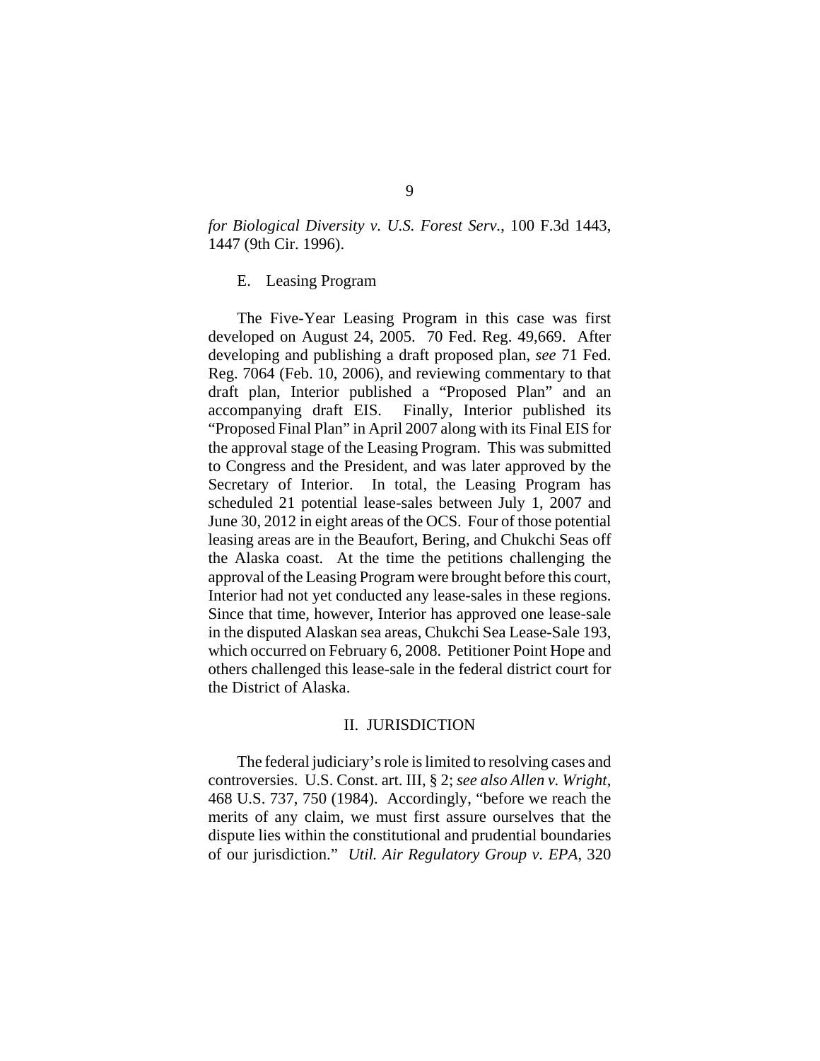*for Biological Diversity v. U.S. Forest Serv.*, 100 F.3d 1443, 1447 (9th Cir. 1996).

### E. Leasing Program

The Five-Year Leasing Program in this case was first developed on August 24, 2005. 70 Fed. Reg. 49,669. After developing and publishing a draft proposed plan, *see* 71 Fed. Reg. 7064 (Feb. 10, 2006), and reviewing commentary to that draft plan, Interior published a "Proposed Plan" and an accompanying draft EIS. Finally, Interior published its "Proposed Final Plan" in April 2007 along with its Final EIS for the approval stage of the Leasing Program. This was submitted to Congress and the President, and was later approved by the Secretary of Interior. In total, the Leasing Program has scheduled 21 potential lease-sales between July 1, 2007 and June 30, 2012 in eight areas of the OCS. Four of those potential leasing areas are in the Beaufort, Bering, and Chukchi Seas off the Alaska coast. At the time the petitions challenging the approval of the Leasing Program were brought before this court, Interior had not yet conducted any lease-sales in these regions. Since that time, however, Interior has approved one lease-sale in the disputed Alaskan sea areas, Chukchi Sea Lease-Sale 193, which occurred on February 6, 2008. Petitioner Point Hope and others challenged this lease-sale in the federal district court for the District of Alaska.

## II. JURISDICTION

The federal judiciary's role is limited to resolving cases and controversies. U.S. Const. art. III, § 2; *see also Allen v. Wright*, 468 U.S. 737, 750 (1984). Accordingly, "before we reach the merits of any claim, we must first assure ourselves that the dispute lies within the constitutional and prudential boundaries of our jurisdiction." *Util. Air Regulatory Group v. EPA*, 320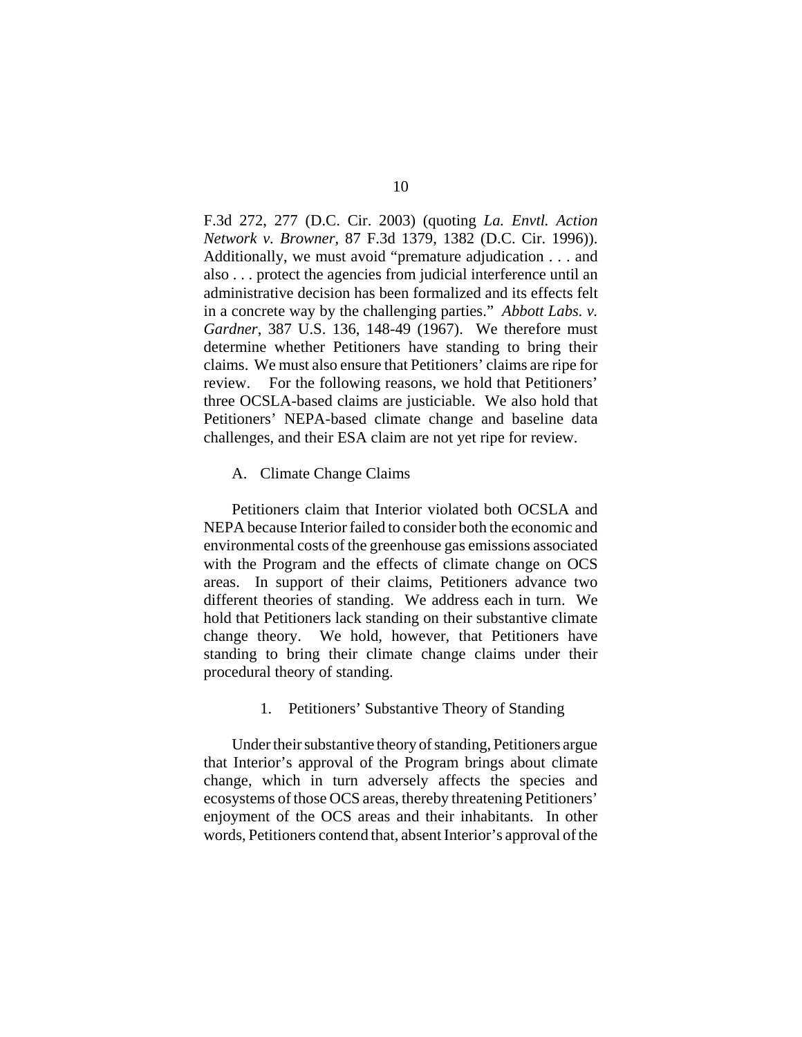F.3d 272, 277 (D.C. Cir. 2003) (quoting *La. Envtl. Action Network v. Browner*, 87 F.3d 1379, 1382 (D.C. Cir. 1996)). Additionally, we must avoid "premature adjudication . . . and also . . . protect the agencies from judicial interference until an administrative decision has been formalized and its effects felt in a concrete way by the challenging parties." *Abbott Labs. v. Gardner*, 387 U.S. 136, 148-49 (1967). We therefore must determine whether Petitioners have standing to bring their claims. We must also ensure that Petitioners' claims are ripe for review. For the following reasons, we hold that Petitioners' three OCSLA-based claims are justiciable. We also hold that Petitioners' NEPA-based climate change and baseline data challenges, and their ESA claim are not yet ripe for review.

A. Climate Change Claims

Petitioners claim that Interior violated both OCSLA and NEPA because Interior failed to consider both the economic and environmental costs of the greenhouse gas emissions associated with the Program and the effects of climate change on OCS areas. In support of their claims, Petitioners advance two different theories of standing. We address each in turn. We hold that Petitioners lack standing on their substantive climate change theory. We hold, however, that Petitioners have standing to bring their climate change claims under their procedural theory of standing.

1. Petitioners' Substantive Theory of Standing

Under their substantive theory of standing, Petitioners argue that Interior's approval of the Program brings about climate change, which in turn adversely affects the species and ecosystems of those OCS areas, thereby threatening Petitioners' enjoyment of the OCS areas and their inhabitants. In other words, Petitioners contend that, absent Interior's approval of the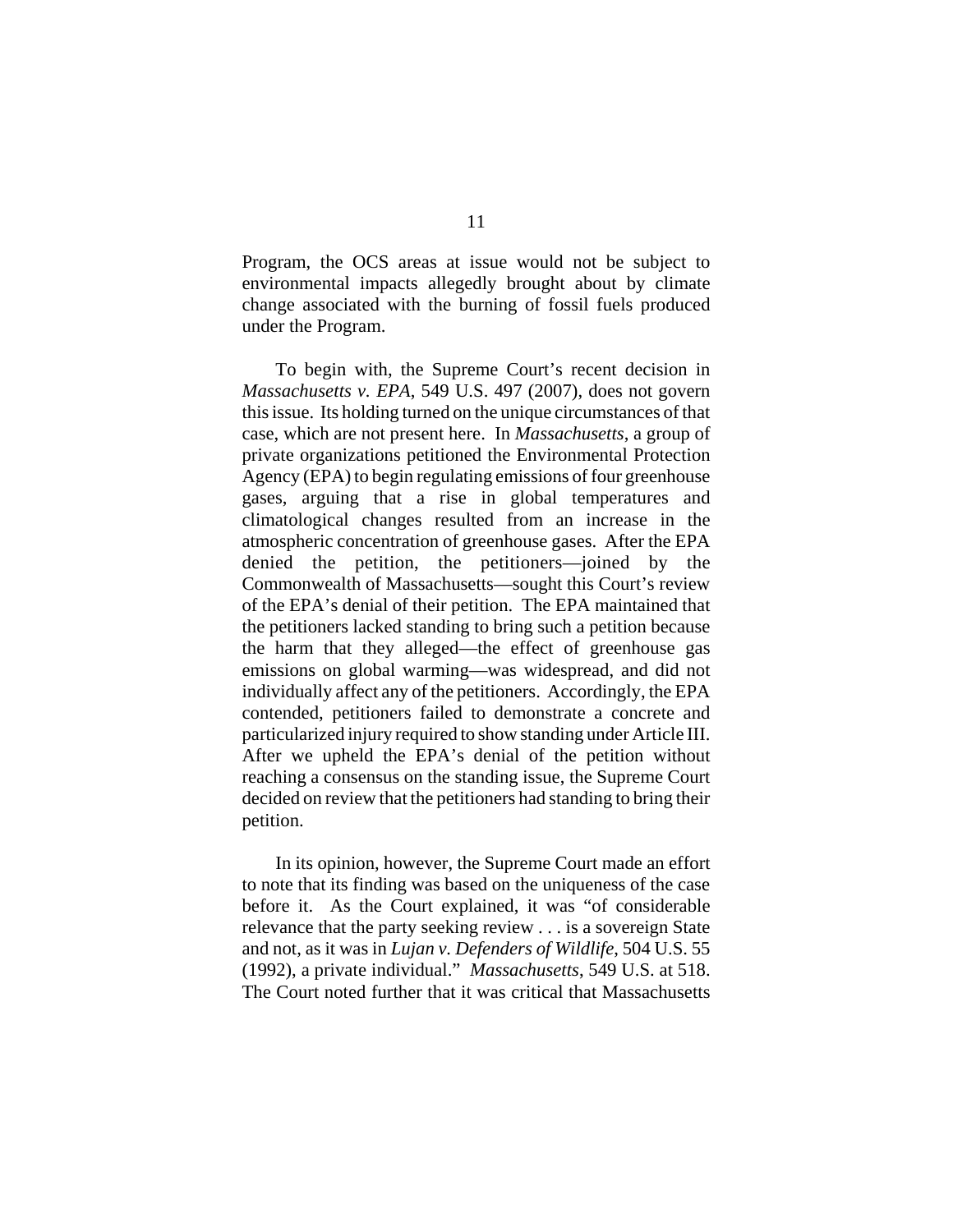Program, the OCS areas at issue would not be subject to environmental impacts allegedly brought about by climate change associated with the burning of fossil fuels produced under the Program.

To begin with, the Supreme Court's recent decision in *Massachusetts v. EPA*, 549 U.S. 497 (2007), does not govern this issue. Its holding turned on the unique circumstances of that case, which are not present here. In *Massachusetts*, a group of private organizations petitioned the Environmental Protection Agency (EPA) to begin regulating emissions of four greenhouse gases, arguing that a rise in global temperatures and climatological changes resulted from an increase in the atmospheric concentration of greenhouse gases. After the EPA denied the petition, the petitioners—joined by the Commonwealth of Massachusetts—sought this Court's review of the EPA's denial of their petition. The EPA maintained that the petitioners lacked standing to bring such a petition because the harm that they alleged—the effect of greenhouse gas emissions on global warming—was widespread, and did not individually affect any of the petitioners. Accordingly, the EPA contended, petitioners failed to demonstrate a concrete and particularized injury required to show standing under Article III. After we upheld the EPA's denial of the petition without reaching a consensus on the standing issue, the Supreme Court decided on review that the petitioners had standing to bring their petition.

In its opinion, however, the Supreme Court made an effort to note that its finding was based on the uniqueness of the case before it. As the Court explained, it was "of considerable relevance that the party seeking review . . . is a sovereign State and not, as it was in *Lujan v. Defenders of Wildlife*, 504 U.S. 55 (1992), a private individual." *Massachusetts*, 549 U.S. at 518. The Court noted further that it was critical that Massachusetts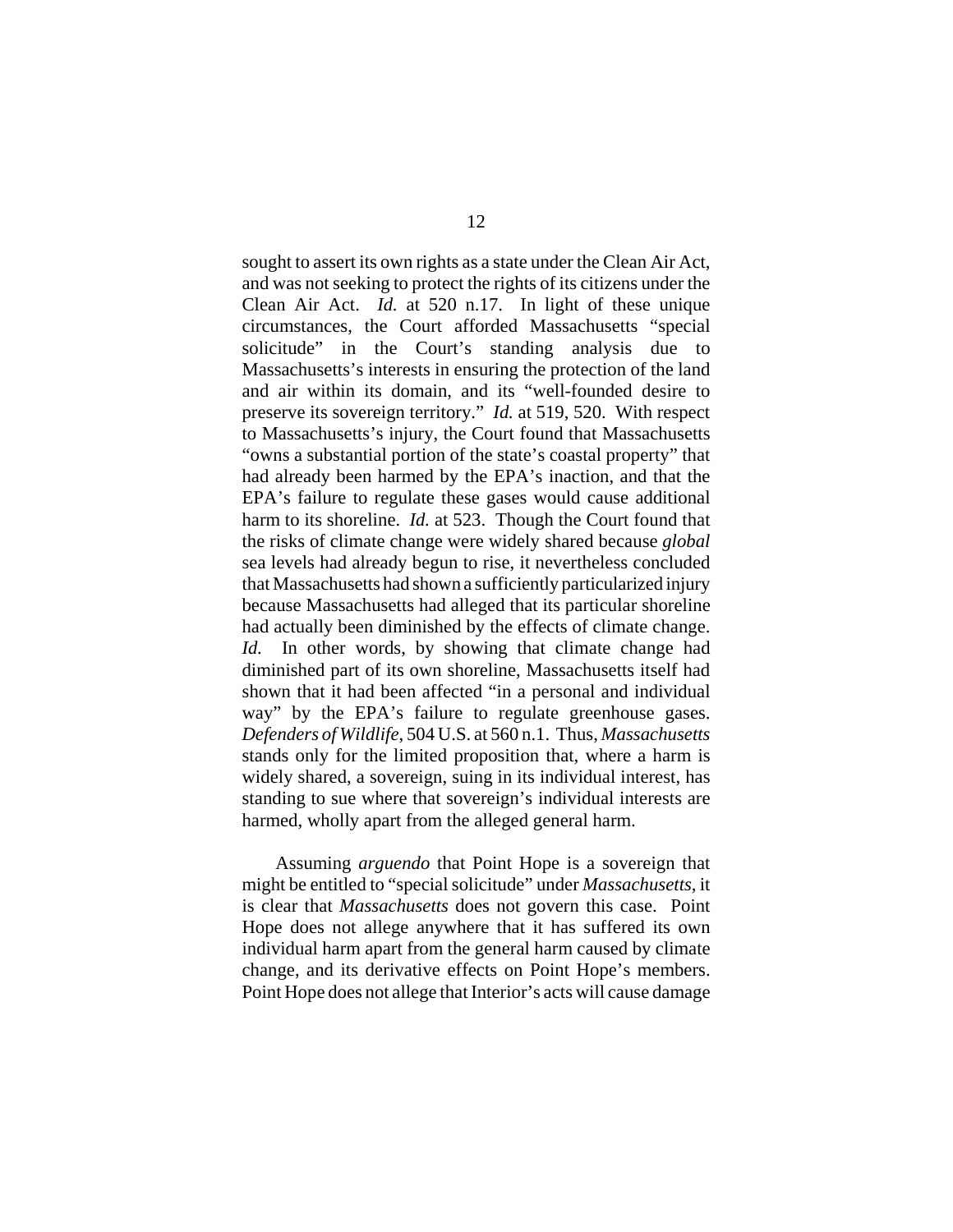sought to assert its own rights as a state under the Clean Air Act, and was not seeking to protect the rights of its citizens under the Clean Air Act. *Id.* at 520 n.17. In light of these unique circumstances, the Court afforded Massachusetts "special solicitude" in the Court's standing analysis due to Massachusetts's interests in ensuring the protection of the land and air within its domain, and its "well-founded desire to preserve its sovereign territory." *Id.* at 519, 520. With respect to Massachusetts's injury, the Court found that Massachusetts "owns a substantial portion of the state's coastal property" that had already been harmed by the EPA's inaction, and that the EPA's failure to regulate these gases would cause additional harm to its shoreline. *Id.* at 523. Though the Court found that the risks of climate change were widely shared because *global* sea levels had already begun to rise, it nevertheless concluded that Massachusetts had shown a sufficiently particularized injury because Massachusetts had alleged that its particular shoreline had actually been diminished by the effects of climate change. *Id.* In other words, by showing that climate change had diminished part of its own shoreline, Massachusetts itself had shown that it had been affected "in a personal and individual way" by the EPA's failure to regulate greenhouse gases. *Defenders of Wildlife*, 504 U.S. at 560 n.1. Thus, *Massachusetts* stands only for the limited proposition that, where a harm is widely shared, a sovereign, suing in its individual interest, has standing to sue where that sovereign's individual interests are harmed, wholly apart from the alleged general harm.

Assuming *arguendo* that Point Hope is a sovereign that might be entitled to "special solicitude" under *Massachusetts*, it is clear that *Massachusetts* does not govern this case. Point Hope does not allege anywhere that it has suffered its own individual harm apart from the general harm caused by climate change, and its derivative effects on Point Hope's members. Point Hope does not allege that Interior's acts will cause damage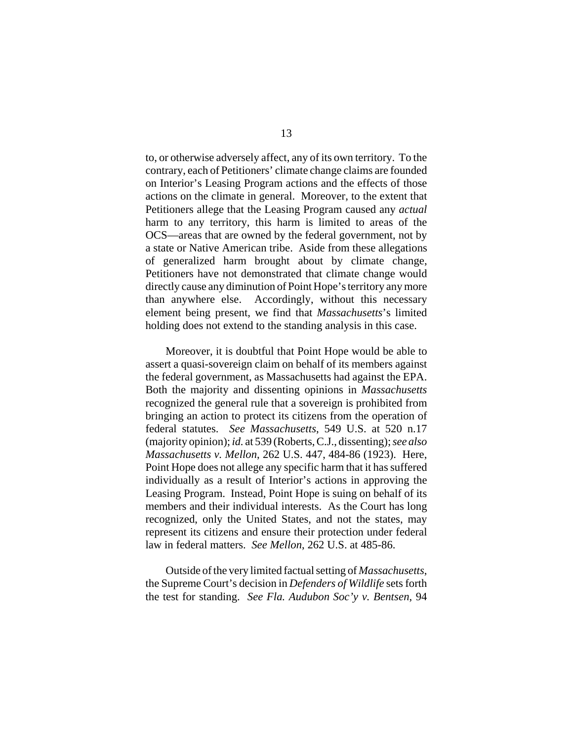to, or otherwise adversely affect, any of its own territory. To the contrary, each of Petitioners' climate change claims are founded on Interior's Leasing Program actions and the effects of those actions on the climate in general. Moreover, to the extent that Petitioners allege that the Leasing Program caused any *actual* harm to any territory, this harm is limited to areas of the OCS—areas that are owned by the federal government, not by a state or Native American tribe. Aside from these allegations of generalized harm brought about by climate change, Petitioners have not demonstrated that climate change would directly cause any diminution of Point Hope's territory any more than anywhere else. Accordingly, without this necessary element being present, we find that *Massachusetts*'s limited holding does not extend to the standing analysis in this case.

Moreover, it is doubtful that Point Hope would be able to assert a quasi-sovereign claim on behalf of its members against the federal government, as Massachusetts had against the EPA. Both the majority and dissenting opinions in *Massachusetts* recognized the general rule that a sovereign is prohibited from bringing an action to protect its citizens from the operation of federal statutes. *See Massachusetts*, 549 U.S. at 520 n.17 (majority opinion); *id.* at 539 (Roberts, C.J., dissenting); *see also Massachusetts v. Mellon*, 262 U.S. 447, 484-86 (1923). Here, Point Hope does not allege any specific harm that it has suffered individually as a result of Interior's actions in approving the Leasing Program. Instead, Point Hope is suing on behalf of its members and their individual interests. As the Court has long recognized, only the United States, and not the states, may represent its citizens and ensure their protection under federal law in federal matters. *See Mellon*, 262 U.S. at 485-86.

Outside of the very limited factual setting of *Massachusetts*, the Supreme Court's decision in *Defenders of Wildlife* sets forth the test for standing. *See Fla. Audubon Soc'y v. Bentsen*, 94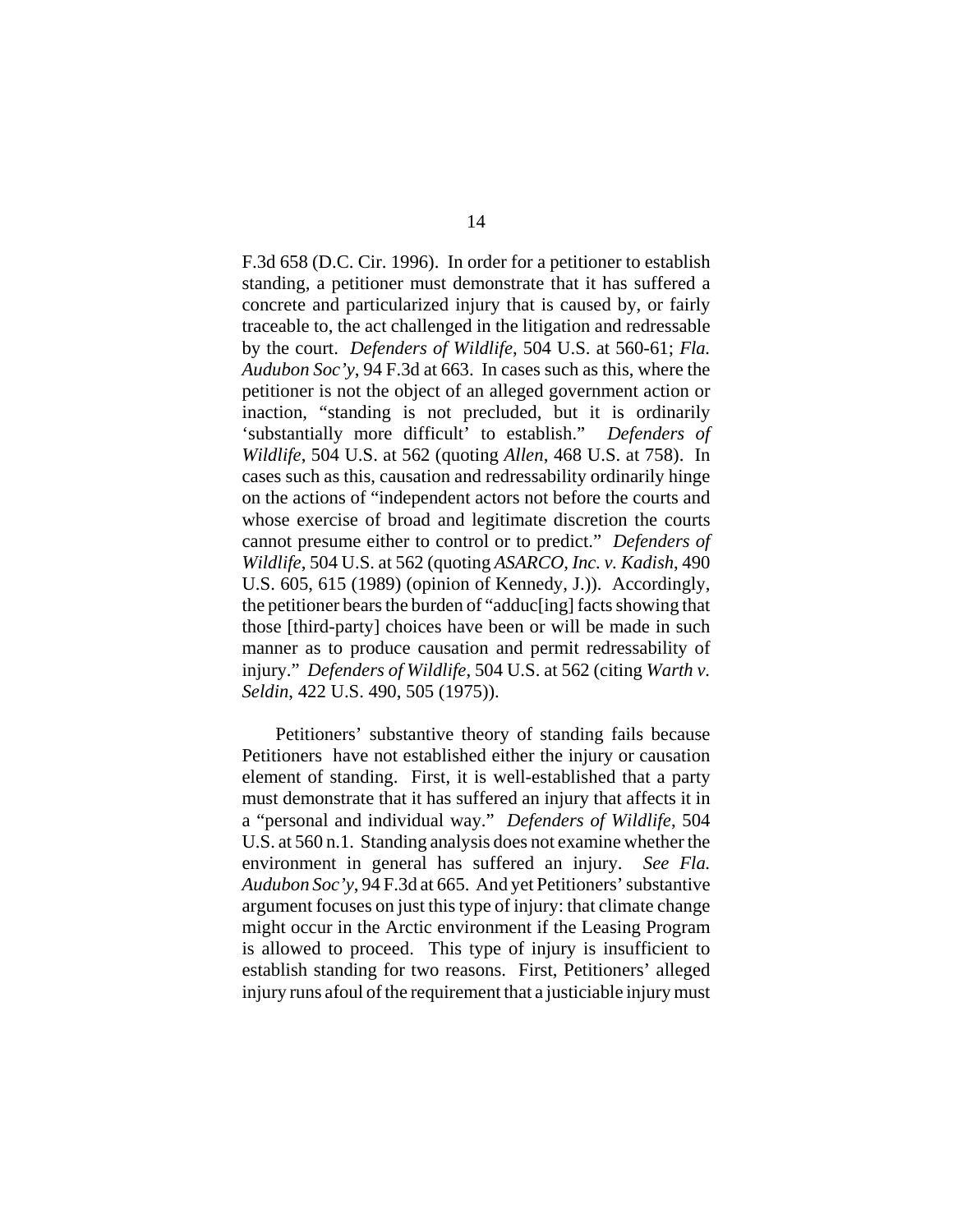F.3d 658 (D.C. Cir. 1996). In order for a petitioner to establish standing, a petitioner must demonstrate that it has suffered a concrete and particularized injury that is caused by, or fairly traceable to, the act challenged in the litigation and redressable by the court. *Defenders of Wildlife*, 504 U.S. at 560-61; *Fla. Audubon Soc'y*, 94 F.3d at 663. In cases such as this, where the petitioner is not the object of an alleged government action or inaction, "standing is not precluded, but it is ordinarily 'substantially more difficult' to establish." *Defenders of Wildlife*, 504 U.S. at 562 (quoting *Allen*, 468 U.S. at 758). In cases such as this, causation and redressability ordinarily hinge on the actions of "independent actors not before the courts and whose exercise of broad and legitimate discretion the courts cannot presume either to control or to predict." *Defenders of Wildlife*, 504 U.S. at 562 (quoting *ASARCO, Inc. v. Kadish*, 490 U.S. 605, 615 (1989) (opinion of Kennedy, J.)). Accordingly, the petitioner bears the burden of "adduc[ing] facts showing that those [third-party] choices have been or will be made in such manner as to produce causation and permit redressability of injury." *Defenders of Wildlife*, 504 U.S. at 562 (citing *Warth v. Seldin*, 422 U.S. 490, 505 (1975)).

Petitioners' substantive theory of standing fails because Petitioners have not established either the injury or causation element of standing. First, it is well-established that a party must demonstrate that it has suffered an injury that affects it in a "personal and individual way." *Defenders of Wildlife*, 504 U.S. at 560 n.1. Standing analysis does not examine whether the environment in general has suffered an injury. *See Fla. Audubon Soc'y*, 94 F.3d at 665. And yet Petitioners' substantive argument focuses on just this type of injury: that climate change might occur in the Arctic environment if the Leasing Program is allowed to proceed. This type of injury is insufficient to establish standing for two reasons. First, Petitioners' alleged injury runs afoul of the requirement that a justiciable injury must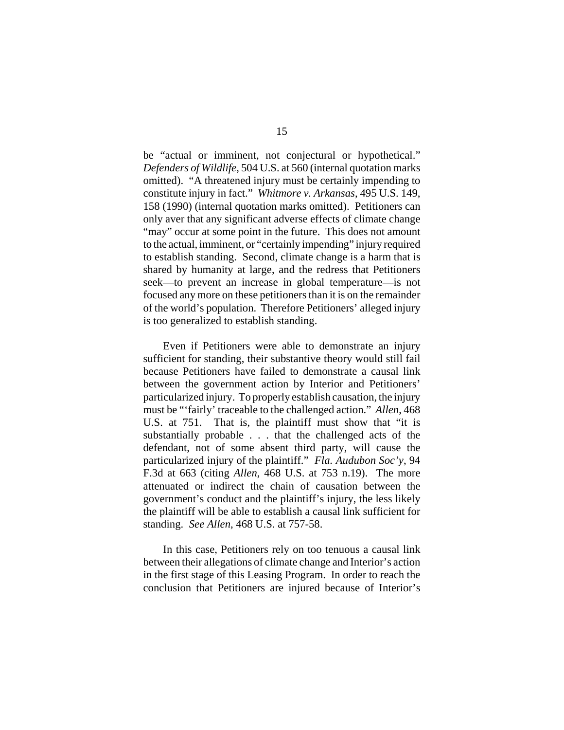be "actual or imminent, not conjectural or hypothetical." *Defenders of Wildlife*, 504 U.S. at 560 (internal quotation marks omitted). "A threatened injury must be certainly impending to constitute injury in fact." *Whitmore v. Arkansas*, 495 U.S. 149, 158 (1990) (internal quotation marks omitted). Petitioners can only aver that any significant adverse effects of climate change "may" occur at some point in the future. This does not amount to the actual, imminent, or "certainly impending" injury required to establish standing. Second, climate change is a harm that is shared by humanity at large, and the redress that Petitioners seek—to prevent an increase in global temperature—is not focused any more on these petitioners than it is on the remainder of the world's population. Therefore Petitioners' alleged injury is too generalized to establish standing.

Even if Petitioners were able to demonstrate an injury sufficient for standing, their substantive theory would still fail because Petitioners have failed to demonstrate a causal link between the government action by Interior and Petitioners' particularized injury. To properly establish causation, the injury must be "'fairly' traceable to the challenged action." *Allen*, 468 U.S. at 751. That is, the plaintiff must show that "it is substantially probable . . . that the challenged acts of the defendant, not of some absent third party, will cause the particularized injury of the plaintiff." *Fla. Audubon Soc'y*, 94 F.3d at 663 (citing *Allen*, 468 U.S. at 753 n.19). The more attenuated or indirect the chain of causation between the government's conduct and the plaintiff's injury, the less likely the plaintiff will be able to establish a causal link sufficient for standing. *See Allen*, 468 U.S. at 757-58.

In this case, Petitioners rely on too tenuous a causal link between their allegations of climate change and Interior's action in the first stage of this Leasing Program. In order to reach the conclusion that Petitioners are injured because of Interior's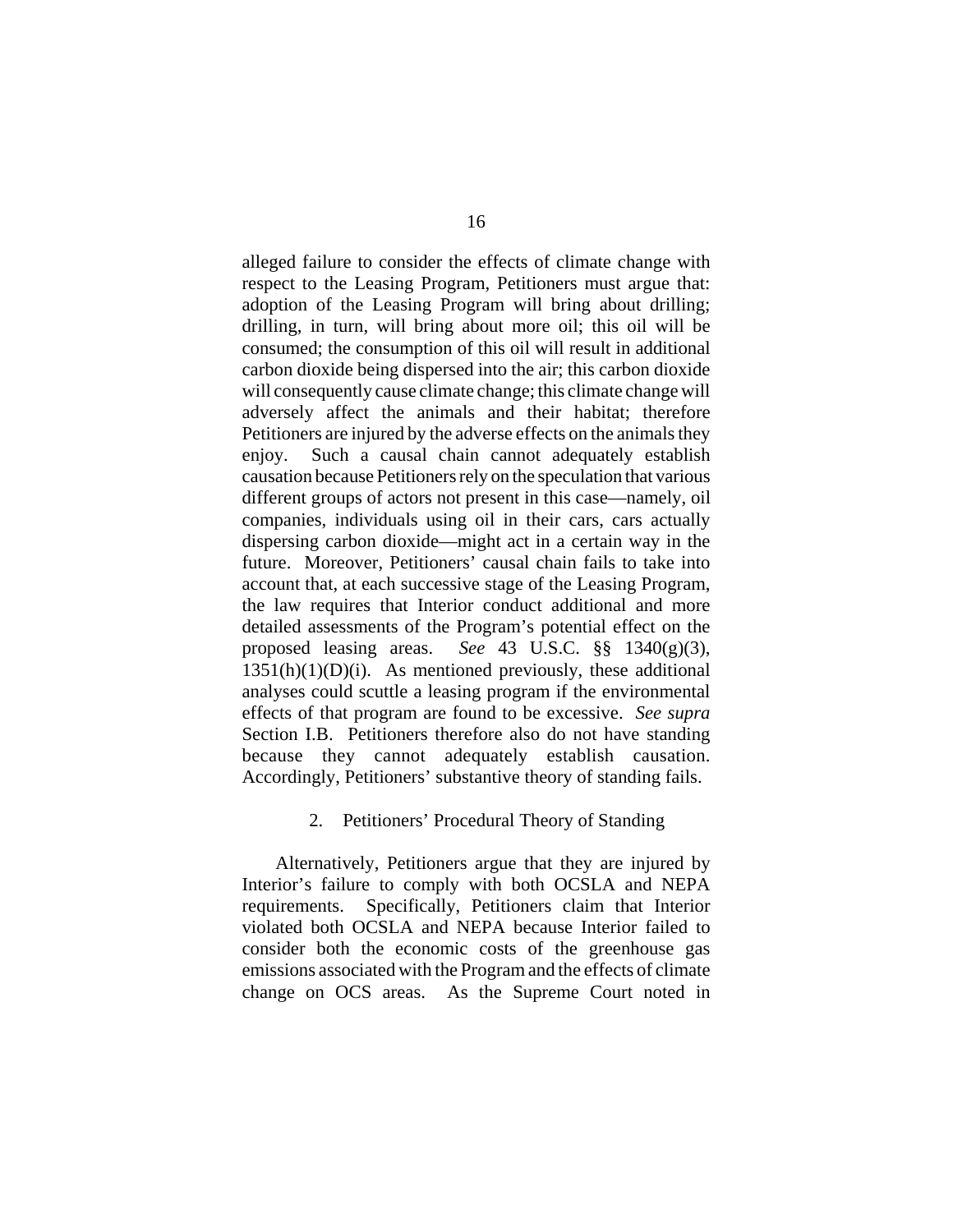alleged failure to consider the effects of climate change with respect to the Leasing Program, Petitioners must argue that: adoption of the Leasing Program will bring about drilling; drilling, in turn, will bring about more oil; this oil will be consumed; the consumption of this oil will result in additional carbon dioxide being dispersed into the air; this carbon dioxide will consequently cause climate change; this climate change will adversely affect the animals and their habitat; therefore Petitioners are injured by the adverse effects on the animals they enjoy. Such a causal chain cannot adequately establish causation because Petitioners rely on the speculation that various different groups of actors not present in this case—namely, oil companies, individuals using oil in their cars, cars actually dispersing carbon dioxide—might act in a certain way in the future. Moreover, Petitioners' causal chain fails to take into account that, at each successive stage of the Leasing Program, the law requires that Interior conduct additional and more detailed assessments of the Program's potential effect on the proposed leasing areas. *See* 43 U.S.C. §§ 1340(g)(3), 1351(h)(1)(D)(i). As mentioned previously, these additional analyses could scuttle a leasing program if the environmental effects of that program are found to be excessive. *See supra* Section I.B. Petitioners therefore also do not have standing because they cannot adequately establish causation. Accordingly, Petitioners' substantive theory of standing fails.

### 2. Petitioners' Procedural Theory of Standing

Alternatively, Petitioners argue that they are injured by Interior's failure to comply with both OCSLA and NEPA requirements. Specifically, Petitioners claim that Interior violated both OCSLA and NEPA because Interior failed to consider both the economic costs of the greenhouse gas emissions associated with the Program and the effects of climate change on OCS areas. As the Supreme Court noted in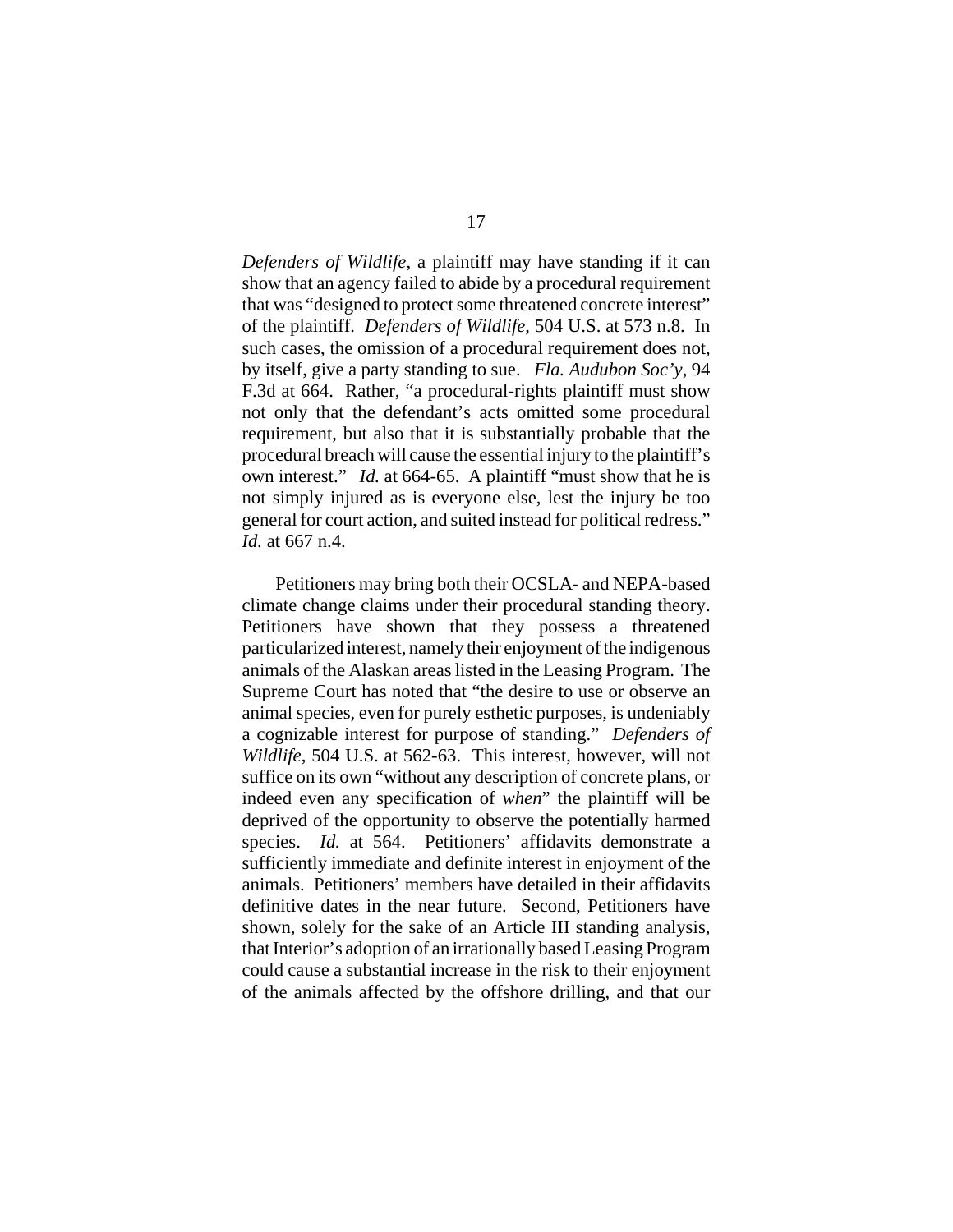*Defenders of Wildlife*, a plaintiff may have standing if it can show that an agency failed to abide by a procedural requirement that was "designed to protect some threatened concrete interest" of the plaintiff. *Defenders of Wildlife*, 504 U.S. at 573 n.8. In such cases, the omission of a procedural requirement does not, by itself, give a party standing to sue. *Fla. Audubon Soc'y*, 94 F.3d at 664. Rather, "a procedural-rights plaintiff must show not only that the defendant's acts omitted some procedural requirement, but also that it is substantially probable that the procedural breach will cause the essential injury to the plaintiff's own interest." *Id.* at 664-65. A plaintiff "must show that he is not simply injured as is everyone else, lest the injury be too general for court action, and suited instead for political redress." *Id.* at 667 n.4.

Petitioners may bring both their OCSLA- and NEPA-based climate change claims under their procedural standing theory. Petitioners have shown that they possess a threatened particularized interest, namely their enjoyment of the indigenous animals of the Alaskan areas listed in the Leasing Program. The Supreme Court has noted that "the desire to use or observe an animal species, even for purely esthetic purposes, is undeniably a cognizable interest for purpose of standing." *Defenders of Wildlife*, 504 U.S. at 562-63. This interest, however, will not suffice on its own "without any description of concrete plans, or indeed even any specification of *when*" the plaintiff will be deprived of the opportunity to observe the potentially harmed species. *Id.* at 564. Petitioners' affidavits demonstrate a sufficiently immediate and definite interest in enjoyment of the animals. Petitioners' members have detailed in their affidavits definitive dates in the near future. Second, Petitioners have shown, solely for the sake of an Article III standing analysis, that Interior's adoption of an irrationally based Leasing Program could cause a substantial increase in the risk to their enjoyment of the animals affected by the offshore drilling, and that our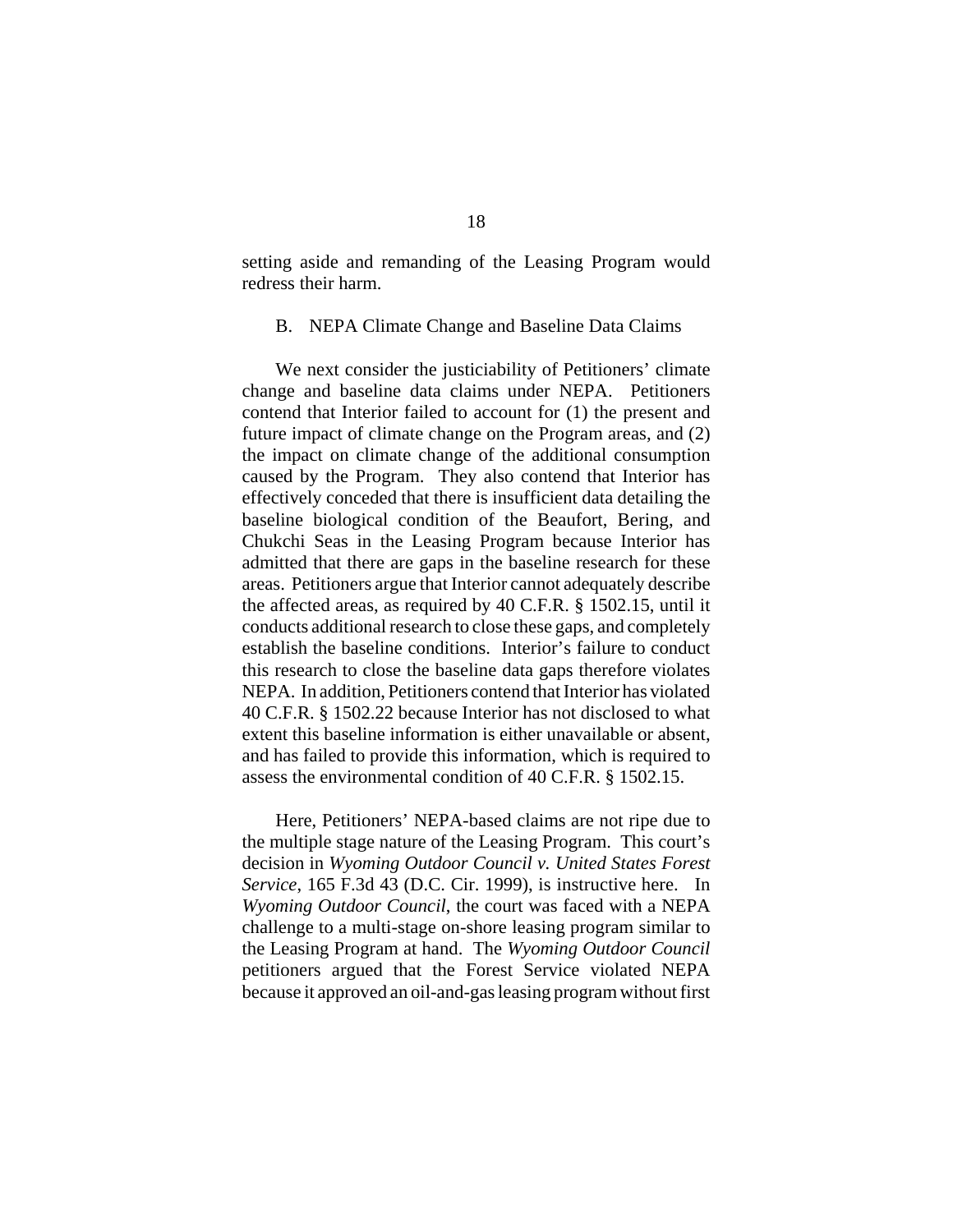setting aside and remanding of the Leasing Program would redress their harm.

B. NEPA Climate Change and Baseline Data Claims

We next consider the justiciability of Petitioners' climate change and baseline data claims under NEPA. Petitioners contend that Interior failed to account for (1) the present and future impact of climate change on the Program areas, and (2) the impact on climate change of the additional consumption caused by the Program. They also contend that Interior has effectively conceded that there is insufficient data detailing the baseline biological condition of the Beaufort, Bering, and Chukchi Seas in the Leasing Program because Interior has admitted that there are gaps in the baseline research for these areas. Petitioners argue that Interior cannot adequately describe the affected areas, as required by 40 C.F.R. § 1502.15, until it conducts additional research to close these gaps, and completely establish the baseline conditions. Interior's failure to conduct this research to close the baseline data gaps therefore violates NEPA. In addition, Petitioners contend that Interior has violated 40 C.F.R. § 1502.22 because Interior has not disclosed to what extent this baseline information is either unavailable or absent, and has failed to provide this information, which is required to assess the environmental condition of 40 C.F.R. § 1502.15.

Here, Petitioners' NEPA-based claims are not ripe due to the multiple stage nature of the Leasing Program. This court's decision in *Wyoming Outdoor Council v. United States Forest Service*, 165 F.3d 43 (D.C. Cir. 1999), is instructive here. In *Wyoming Outdoor Council*, the court was faced with a NEPA challenge to a multi-stage on-shore leasing program similar to the Leasing Program at hand. The *Wyoming Outdoor Council* petitioners argued that the Forest Service violated NEPA because it approved an oil-and-gas leasing program without first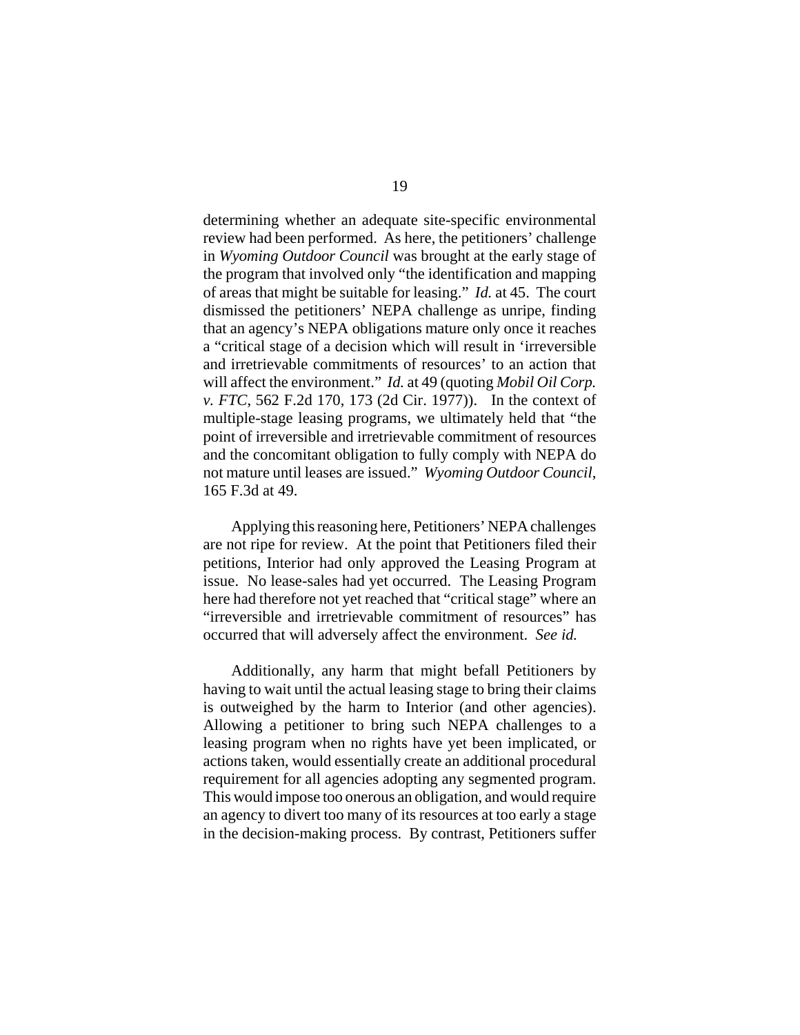determining whether an adequate site-specific environmental review had been performed. As here, the petitioners' challenge in *Wyoming Outdoor Council* was brought at the early stage of the program that involved only "the identification and mapping of areas that might be suitable for leasing." *Id.* at 45. The court dismissed the petitioners' NEPA challenge as unripe, finding that an agency's NEPA obligations mature only once it reaches a "critical stage of a decision which will result in 'irreversible and irretrievable commitments of resources' to an action that will affect the environment." *Id.* at 49 (quoting *Mobil Oil Corp. v. FTC*, 562 F.2d 170, 173 (2d Cir. 1977)). In the context of multiple-stage leasing programs, we ultimately held that "the point of irreversible and irretrievable commitment of resources and the concomitant obligation to fully comply with NEPA do not mature until leases are issued." *Wyoming Outdoor Council*, 165 F.3d at 49.

Applying this reasoning here, Petitioners' NEPA challenges are not ripe for review. At the point that Petitioners filed their petitions, Interior had only approved the Leasing Program at issue. No lease-sales had yet occurred. The Leasing Program here had therefore not yet reached that "critical stage" where an "irreversible and irretrievable commitment of resources" has occurred that will adversely affect the environment. *See id.*

Additionally, any harm that might befall Petitioners by having to wait until the actual leasing stage to bring their claims is outweighed by the harm to Interior (and other agencies). Allowing a petitioner to bring such NEPA challenges to a leasing program when no rights have yet been implicated, or actions taken, would essentially create an additional procedural requirement for all agencies adopting any segmented program. This would impose too onerous an obligation, and would require an agency to divert too many of its resources at too early a stage in the decision-making process. By contrast, Petitioners suffer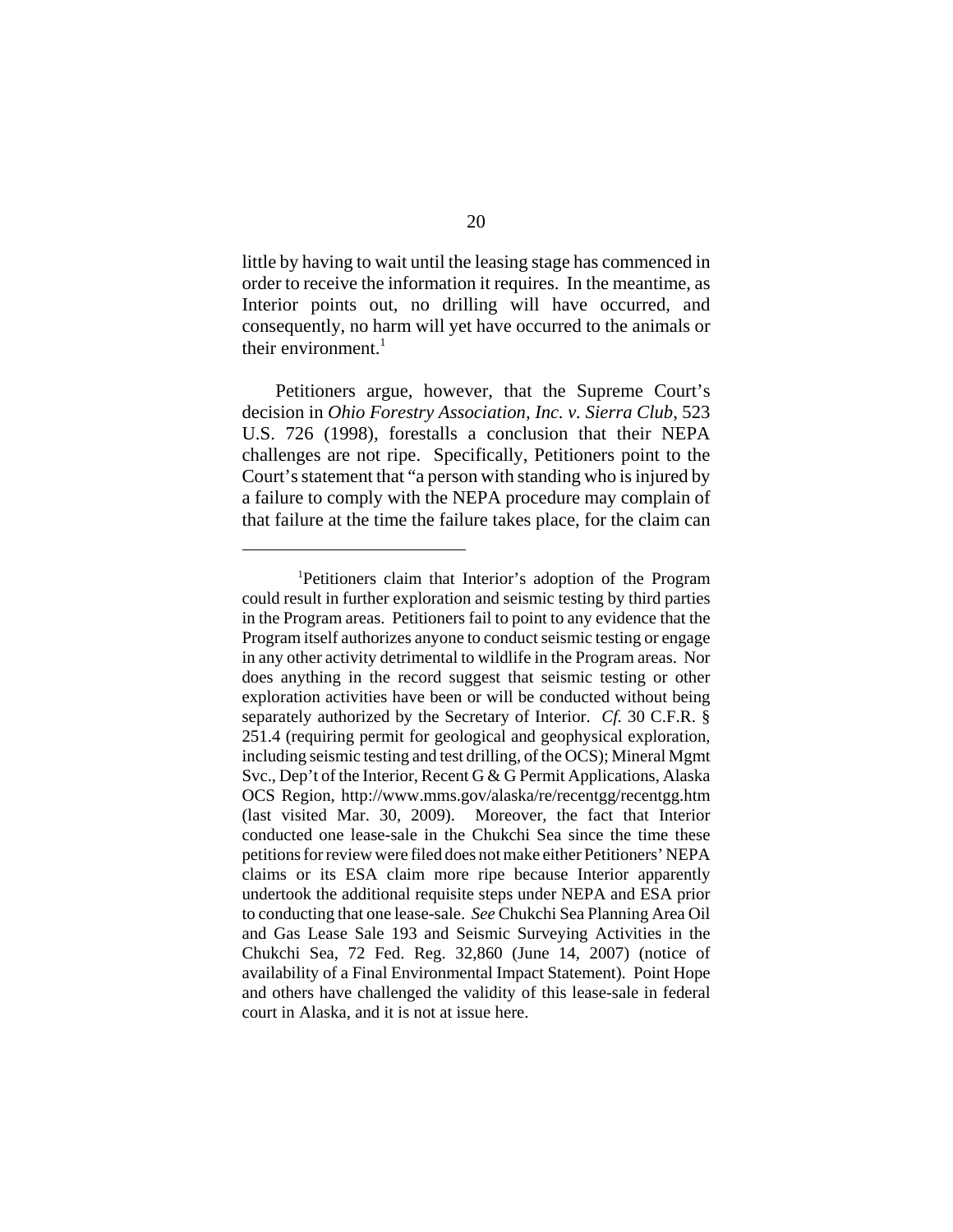little by having to wait until the leasing stage has commenced in order to receive the information it requires. In the meantime, as Interior points out, no drilling will have occurred, and consequently, no harm will yet have occurred to the animals or their environment.[1]

Petitioners argue, however, that the Supreme Court's decision in *Ohio Forestry Association, Inc. v. Sierra Club*, 523 U.S. 726 (1998), forestalls a conclusion that their NEPA challenges are not ripe. Specifically, Petitioners point to the Court's statement that "a person with standing who is injured by a failure to comply with the NEPA procedure may complain of that failure at the time the failure takes place, for the claim can

---

[1]Petitioners claim that Interior's adoption of the Program could result in further exploration and seismic testing by third parties in the Program areas. Petitioners fail to point to any evidence that the Program itself authorizes anyone to conduct seismic testing or engage in any other activity detrimental to wildlife in the Program areas. Nor does anything in the record suggest that seismic testing or other exploration activities have been or will be conducted without being separately authorized by the Secretary of Interior. *Cf.* 30 C.F.R. § 251.4 (requiring permit for geological and geophysical exploration, including seismic testing and test drilling, of the OCS); Mineral Mgmt Svc., Dep't of the Interior, Recent G & G Permit Applications, Alaska OCS Region, http://www.mms.gov/alaska/re/recentgg/recentgg.htm (last visited Mar. 30, 2009). Moreover, the fact that Interior conducted one lease-sale in the Chukchi Sea since the time these petitions for review were filed does not make either Petitioners' NEPA claims or its ESA claim more ripe because Interior apparently undertook the additional requisite steps under NEPA and ESA prior to conducting that one lease-sale. *See* Chukchi Sea Planning Area Oil and Gas Lease Sale 193 and Seismic Surveying Activities in the Chukchi Sea, 72 Fed. Reg. 32,860 (June 14, 2007) (notice of availability of a Final Environmental Impact Statement). Point Hope and others have challenged the validity of this lease-sale in federal court in Alaska, and it is not at issue here.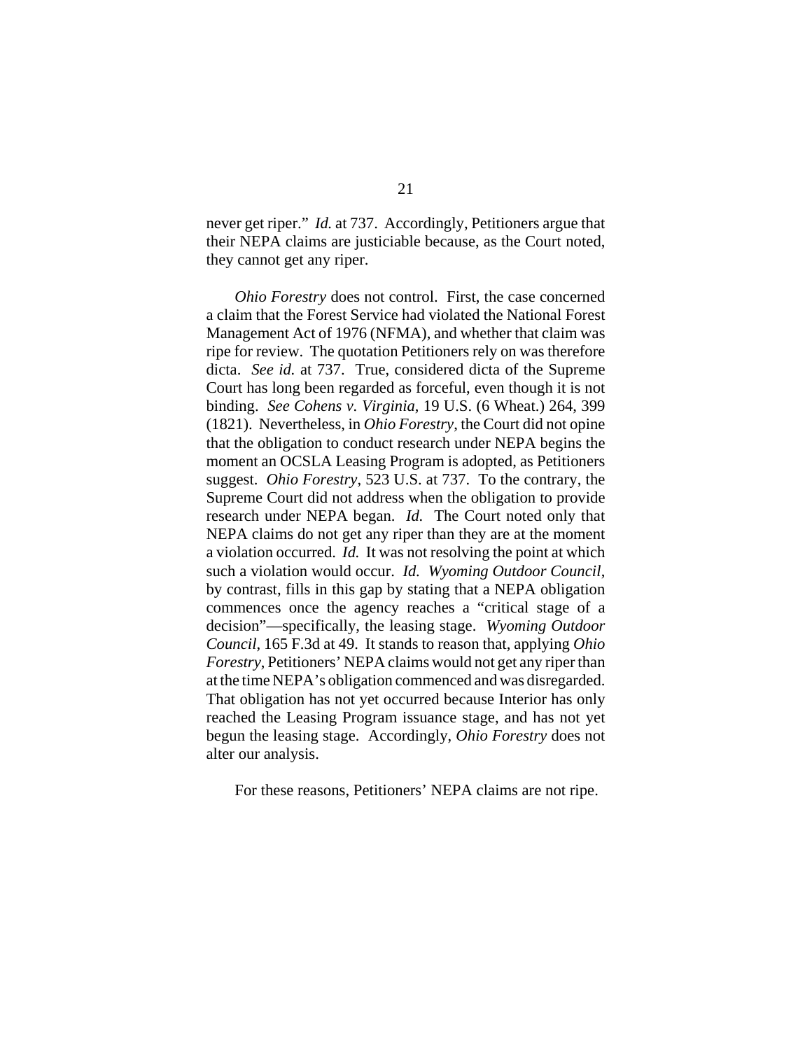never get riper." *Id.* at 737. Accordingly, Petitioners argue that their NEPA claims are justiciable because, as the Court noted, they cannot get any riper.

*Ohio Forestry* does not control. First, the case concerned a claim that the Forest Service had violated the National Forest Management Act of 1976 (NFMA), and whether that claim was ripe for review. The quotation Petitioners rely on was therefore dicta. *See id.* at 737. True, considered dicta of the Supreme Court has long been regarded as forceful, even though it is not binding. *See Cohens v. Virginia*, 19 U.S. (6 Wheat.) 264, 399 (1821). Nevertheless, in *Ohio Forestry*, the Court did not opine that the obligation to conduct research under NEPA begins the moment an OCSLA Leasing Program is adopted, as Petitioners suggest. *Ohio Forestry*, 523 U.S. at 737. To the contrary, the Supreme Court did not address when the obligation to provide research under NEPA began. *Id.* The Court noted only that NEPA claims do not get any riper than they are at the moment a violation occurred. *Id.* It was not resolving the point at which such a violation would occur. *Id. Wyoming Outdoor Council*, by contrast, fills in this gap by stating that a NEPA obligation commences once the agency reaches a "critical stage of a decision"—specifically, the leasing stage. *Wyoming Outdoor Council*, 165 F.3d at 49. It stands to reason that, applying *Ohio Forestry*, Petitioners' NEPA claims would not get any riper than at the time NEPA's obligation commenced and was disregarded. That obligation has not yet occurred because Interior has only reached the Leasing Program issuance stage, and has not yet begun the leasing stage. Accordingly, *Ohio Forestry* does not alter our analysis.

For these reasons, Petitioners' NEPA claims are not ripe.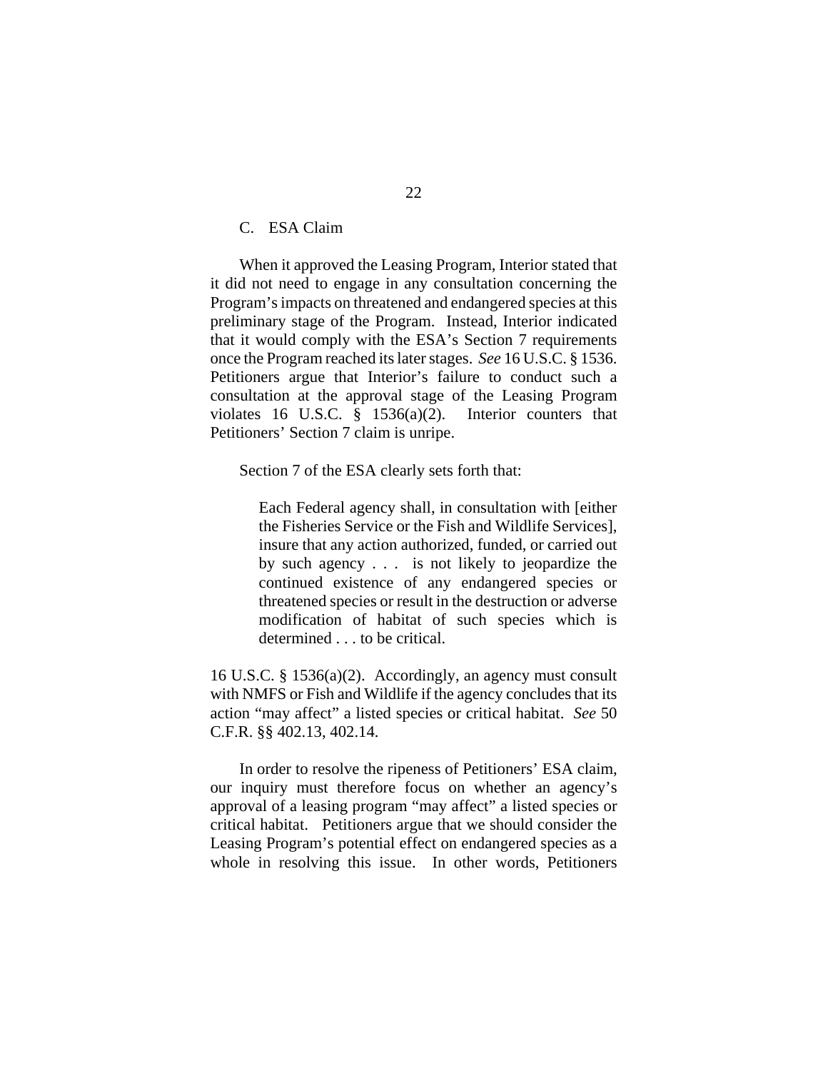### C. ESA Claim

When it approved the Leasing Program, Interior stated that it did not need to engage in any consultation concerning the Program's impacts on threatened and endangered species at this preliminary stage of the Program. Instead, Interior indicated that it would comply with the ESA's Section 7 requirements once the Program reached its later stages. *See* 16 U.S.C. § 1536. Petitioners argue that Interior's failure to conduct such a consultation at the approval stage of the Leasing Program violates 16 U.S.C. § 1536(a)(2). Interior counters that Petitioners' Section 7 claim is unripe.

Section 7 of the ESA clearly sets forth that:

> Each Federal agency shall, in consultation with [either the Fisheries Service or the Fish and Wildlife Services], insure that any action authorized, funded, or carried out by such agency . . . is not likely to jeopardize the continued existence of any endangered species or threatened species or result in the destruction or adverse modification of habitat of such species which is determined . . . to be critical.

16 U.S.C. § 1536(a)(2). Accordingly, an agency must consult with NMFS or Fish and Wildlife if the agency concludes that its action "may affect" a listed species or critical habitat. *See* 50 C.F.R. §§ 402.13, 402.14.

In order to resolve the ripeness of Petitioners' ESA claim, our inquiry must therefore focus on whether an agency's approval of a leasing program "may affect" a listed species or critical habitat. Petitioners argue that we should consider the Leasing Program's potential effect on endangered species as a whole in resolving this issue. In other words, Petitioners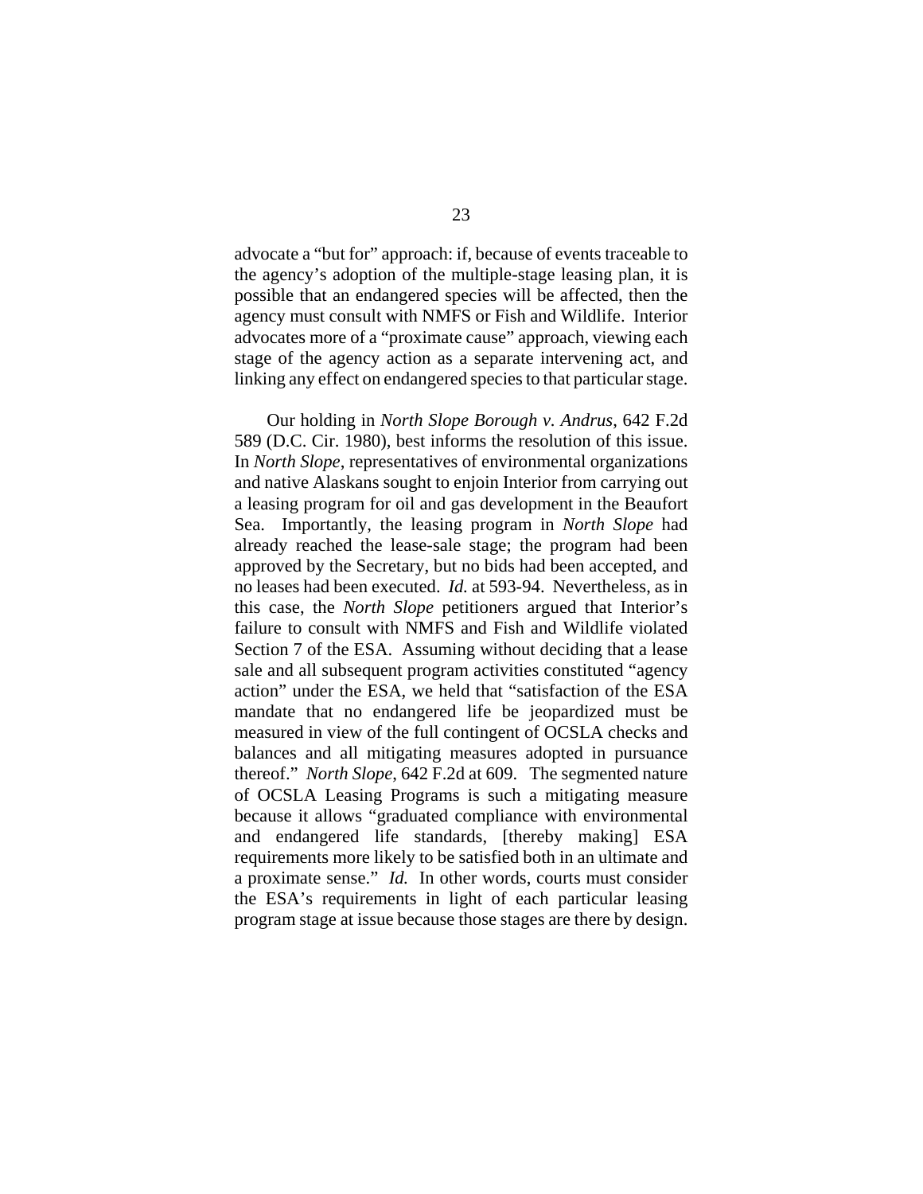advocate a "but for" approach: if, because of events traceable to the agency's adoption of the multiple-stage leasing plan, it is possible that an endangered species will be affected, then the agency must consult with NMFS or Fish and Wildlife. Interior advocates more of a "proximate cause" approach, viewing each stage of the agency action as a separate intervening act, and linking any effect on endangered species to that particular stage.

Our holding in *North Slope Borough v. Andrus*, 642 F.2d 589 (D.C. Cir. 1980), best informs the resolution of this issue. In *North Slope*, representatives of environmental organizations and native Alaskans sought to enjoin Interior from carrying out a leasing program for oil and gas development in the Beaufort Sea. Importantly, the leasing program in *North Slope* had already reached the lease-sale stage; the program had been approved by the Secretary, but no bids had been accepted, and no leases had been executed. *Id.* at 593-94. Nevertheless, as in this case, the *North Slope* petitioners argued that Interior's failure to consult with NMFS and Fish and Wildlife violated Section 7 of the ESA. Assuming without deciding that a lease sale and all subsequent program activities constituted "agency action" under the ESA, we held that "satisfaction of the ESA mandate that no endangered life be jeopardized must be measured in view of the full contingent of OCSLA checks and balances and all mitigating measures adopted in pursuance thereof." *North Slope*, 642 F.2d at 609. The segmented nature of OCSLA Leasing Programs is such a mitigating measure because it allows "graduated compliance with environmental and endangered life standards, [thereby making] ESA requirements more likely to be satisfied both in an ultimate and a proximate sense." *Id.* In other words, courts must consider the ESA's requirements in light of each particular leasing program stage at issue because those stages are there by design.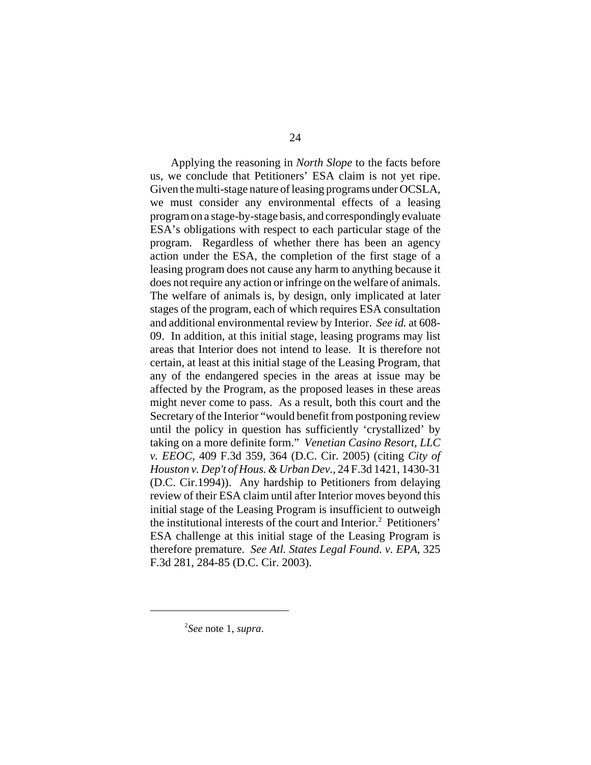Applying the reasoning in *North Slope* to the facts before us, we conclude that Petitioners' ESA claim is not yet ripe. Given the multi-stage nature of leasing programs under OCSLA, we must consider any environmental effects of a leasing program on a stage-by-stage basis, and correspondingly evaluate ESA's obligations with respect to each particular stage of the program. Regardless of whether there has been an agency action under the ESA, the completion of the first stage of a leasing program does not cause any harm to anything because it does not require any action or infringe on the welfare of animals. The welfare of animals is, by design, only implicated at later stages of the program, each of which requires ESA consultation and additional environmental review by Interior. *See id.* at 608-09. In addition, at this initial stage, leasing programs may list areas that Interior does not intend to lease. It is therefore not certain, at least at this initial stage of the Leasing Program, that any of the endangered species in the areas at issue may be affected by the Program, as the proposed leases in these areas might never come to pass. As a result, both this court and the Secretary of the Interior "would benefit from postponing review until the policy in question has sufficiently 'crystallized' by taking on a more definite form." *Venetian Casino Resort, LLC v. EEOC*, 409 F.3d 359, 364 (D.C. Cir. 2005) (citing *City of Houston v. Dep't of Hous. & Urban Dev.*, 24 F.3d 1421, 1430-31 (D.C. Cir.1994)). Any hardship to Petitioners from delaying review of their ESA claim until after Interior moves beyond this initial stage of the Leasing Program is insufficient to outweigh the institutional interests of the court and Interior.[2] Petitioners' ESA challenge at this initial stage of the Leasing Program is therefore premature. *See Atl. States Legal Found. v. EPA*, 325 F.3d 281, 284-85 (D.C. Cir. 2003).

---

[2]*See* note 1, *supra*.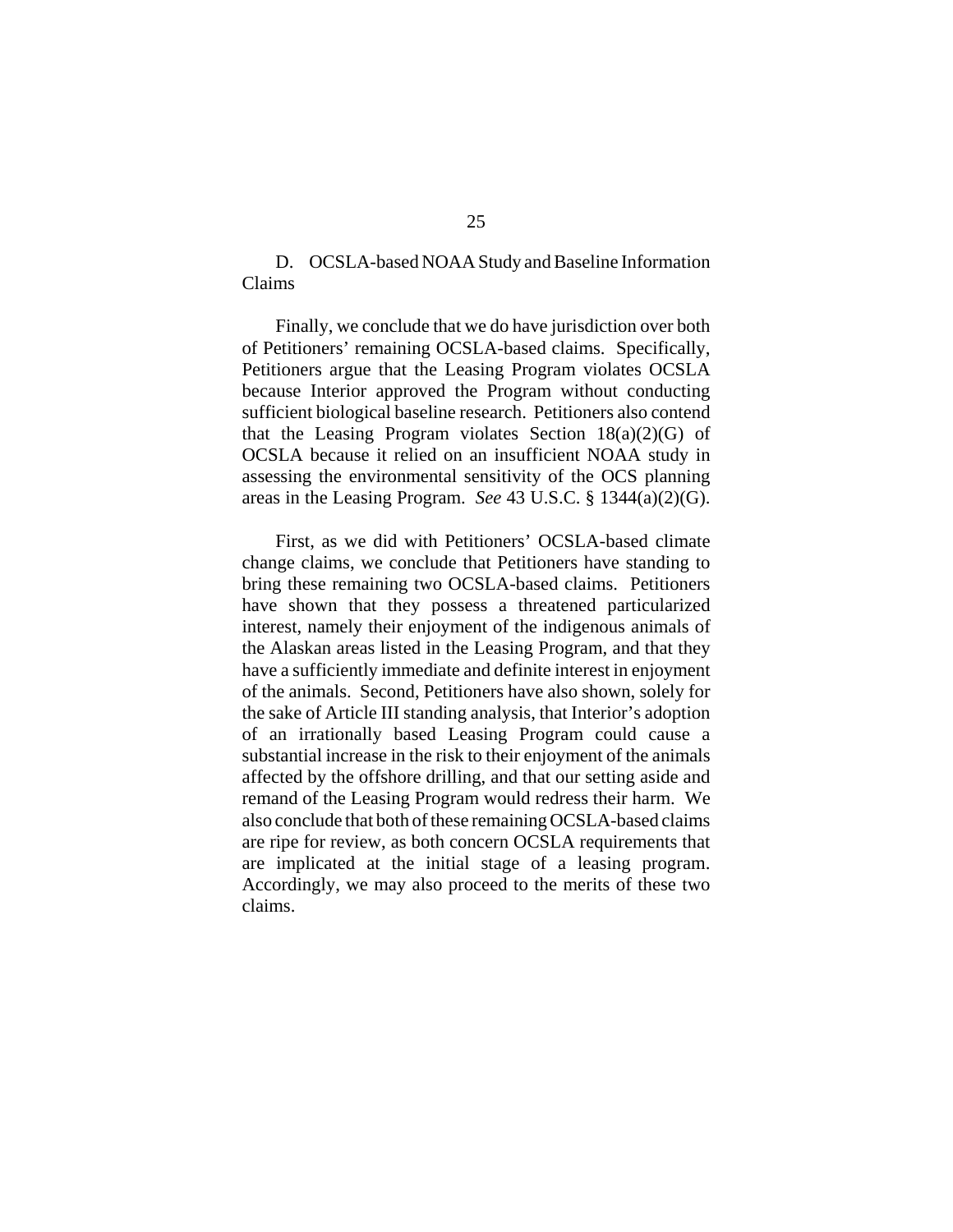D. OCSLA-based NOAA Study and Baseline Information Claims

Finally, we conclude that we do have jurisdiction over both of Petitioners' remaining OCSLA-based claims. Specifically, Petitioners argue that the Leasing Program violates OCSLA because Interior approved the Program without conducting sufficient biological baseline research. Petitioners also contend that the Leasing Program violates Section 18(a)(2)(G) of OCSLA because it relied on an insufficient NOAA study in assessing the environmental sensitivity of the OCS planning areas in the Leasing Program. *See* 43 U.S.C. § 1344(a)(2)(G).

First, as we did with Petitioners' OCSLA-based climate change claims, we conclude that Petitioners have standing to bring these remaining two OCSLA-based claims. Petitioners have shown that they possess a threatened particularized interest, namely their enjoyment of the indigenous animals of the Alaskan areas listed in the Leasing Program, and that they have a sufficiently immediate and definite interest in enjoyment of the animals. Second, Petitioners have also shown, solely for the sake of Article III standing analysis, that Interior's adoption of an irrationally based Leasing Program could cause a substantial increase in the risk to their enjoyment of the animals affected by the offshore drilling, and that our setting aside and remand of the Leasing Program would redress their harm. We also conclude that both of these remaining OCSLA-based claims are ripe for review, as both concern OCSLA requirements that are implicated at the initial stage of a leasing program. Accordingly, we may also proceed to the merits of these two claims.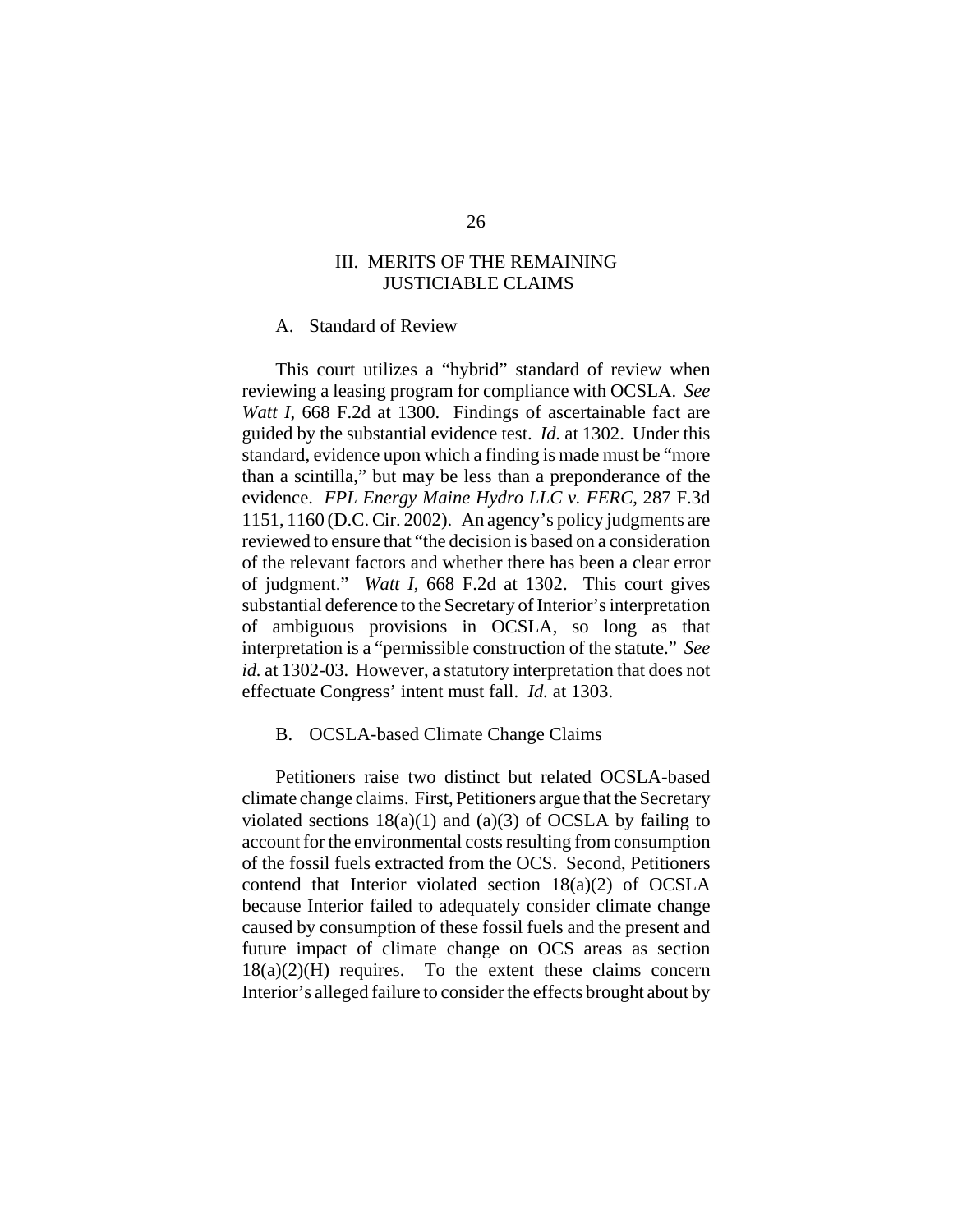## III. MERITS OF THE REMAINING JUSTICIABLE CLAIMS

### A. Standard of Review

This court utilizes a "hybrid" standard of review when reviewing a leasing program for compliance with OCSLA. *See Watt I*, 668 F.2d at 1300. Findings of ascertainable fact are guided by the substantial evidence test. *Id.* at 1302. Under this standard, evidence upon which a finding is made must be "more than a scintilla," but may be less than a preponderance of the evidence. *FPL Energy Maine Hydro LLC v. FERC*, 287 F.3d 1151, 1160 (D.C. Cir. 2002). An agency's policy judgments are reviewed to ensure that "the decision is based on a consideration of the relevant factors and whether there has been a clear error of judgment." *Watt I*, 668 F.2d at 1302. This court gives substantial deference to the Secretary of Interior's interpretation of ambiguous provisions in OCSLA, so long as that interpretation is a "permissible construction of the statute." *See id.* at 1302-03. However, a statutory interpretation that does not effectuate Congress' intent must fall. *Id.* at 1303.

### B. OCSLA-based Climate Change Claims

Petitioners raise two distinct but related OCSLA-based climate change claims. First, Petitioners argue that the Secretary violated sections 18(a)(1) and (a)(3) of OCSLA by failing to account for the environmental costs resulting from consumption of the fossil fuels extracted from the OCS. Second, Petitioners contend that Interior violated section 18(a)(2) of OCSLA because Interior failed to adequately consider climate change caused by consumption of these fossil fuels and the present and future impact of climate change on OCS areas as section 18(a)(2)(H) requires. To the extent these claims concern Interior's alleged failure to consider the effects brought about by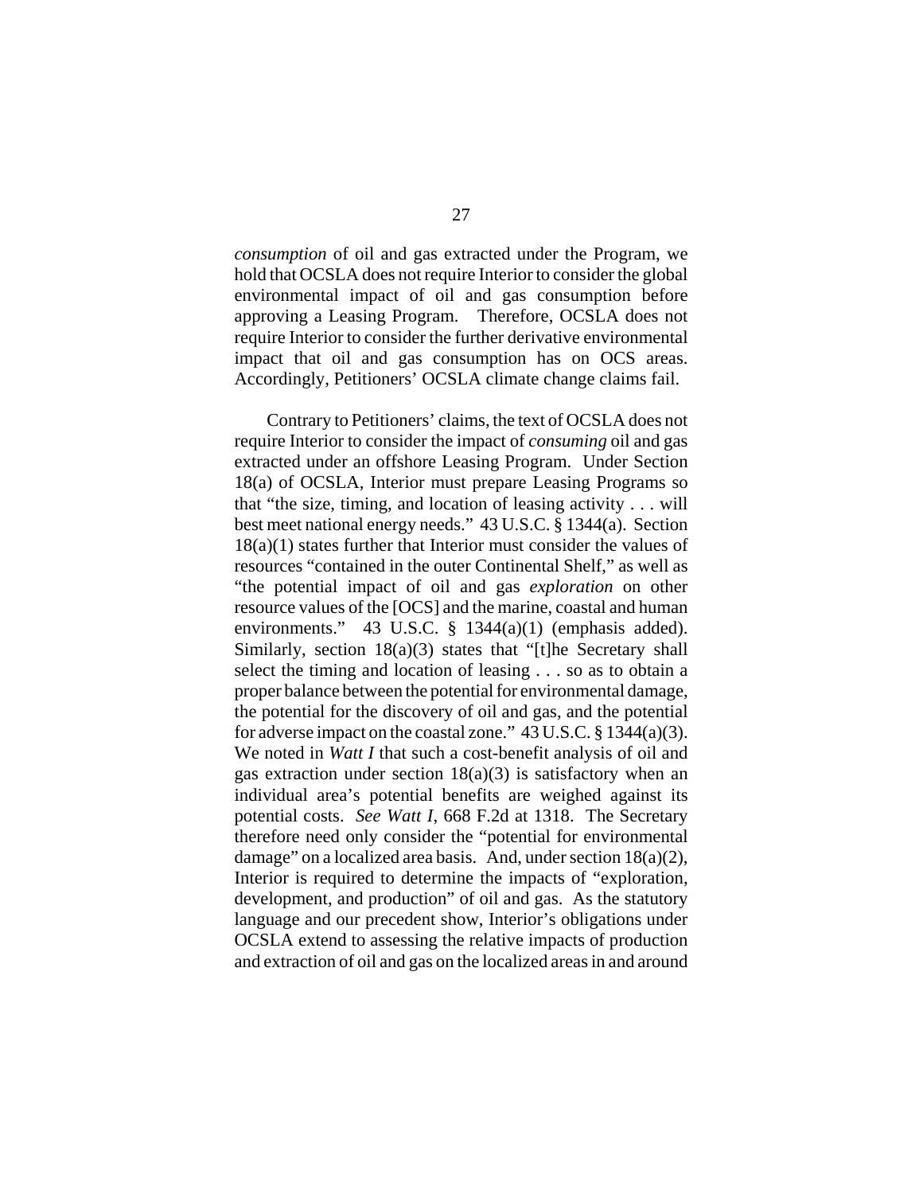*consumption* of oil and gas extracted under the Program, we hold that OCSLA does not require Interior to consider the global environmental impact of oil and gas consumption before approving a Leasing Program. Therefore, OCSLA does not require Interior to consider the further derivative environmental impact that oil and gas consumption has on OCS areas. Accordingly, Petitioners' OCSLA climate change claims fail.

Contrary to Petitioners' claims, the text of OCSLA does not require Interior to consider the impact of *consuming* oil and gas extracted under an offshore Leasing Program. Under Section 18(a) of OCSLA, Interior must prepare Leasing Programs so that "the size, timing, and location of leasing activity . . . will best meet national energy needs." 43 U.S.C. § 1344(a). Section 18(a)(1) states further that Interior must consider the values of resources "contained in the outer Continental Shelf," as well as "the potential impact of oil and gas *exploration* on other resource values of the [OCS] and the marine, coastal and human environments." 43 U.S.C. § 1344(a)(1) (emphasis added). Similarly, section 18(a)(3) states that "[t]he Secretary shall select the timing and location of leasing . . . so as to obtain a proper balance between the potential for environmental damage, the potential for the discovery of oil and gas, and the potential for adverse impact on the coastal zone." 43 U.S.C. § 1344(a)(3). We noted in *Watt I* that such a cost-benefit analysis of oil and gas extraction under section 18(a)(3) is satisfactory when an individual area's potential benefits are weighed against its potential costs. *See Watt I*, 668 F.2d at 1318. The Secretary therefore need only consider the "potential for environmental damage" on a localized area basis. And, under section 18(a)(2), Interior is required to determine the impacts of "exploration, development, and production" of oil and gas. As the statutory language and our precedent show, Interior's obligations under OCSLA extend to assessing the relative impacts of production and extraction of oil and gas on the localized areas in and around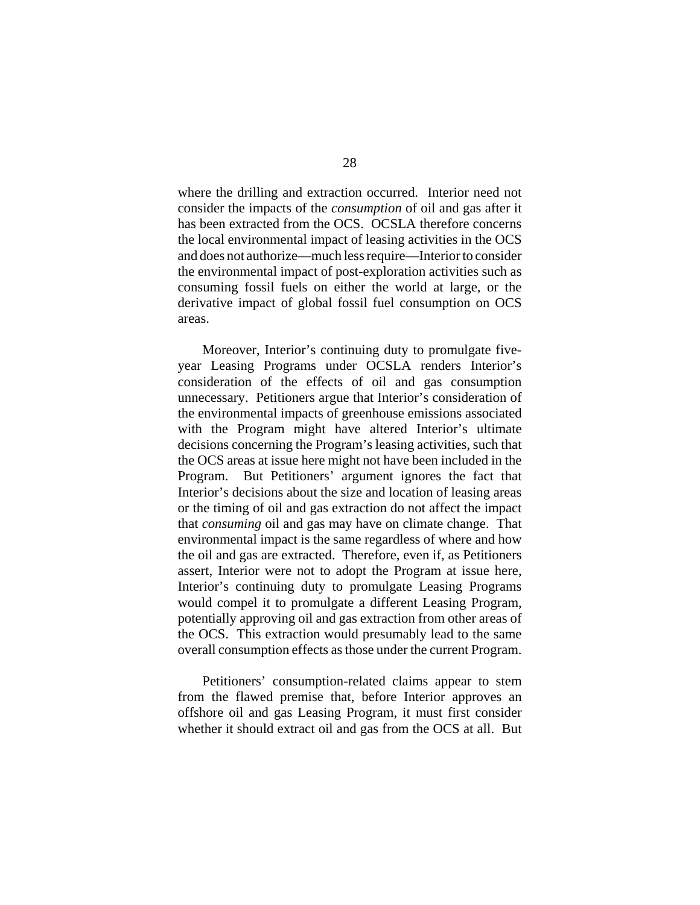where the drilling and extraction occurred. Interior need not consider the impacts of the *consumption* of oil and gas after it has been extracted from the OCS. OCSLA therefore concerns the local environmental impact of leasing activities in the OCS and does not authorize—much less require—Interior to consider the environmental impact of post-exploration activities such as consuming fossil fuels on either the world at large, or the derivative impact of global fossil fuel consumption on OCS areas.

Moreover, Interior's continuing duty to promulgate five-year Leasing Programs under OCSLA renders Interior's consideration of the effects of oil and gas consumption unnecessary. Petitioners argue that Interior's consideration of the environmental impacts of greenhouse emissions associated with the Program might have altered Interior's ultimate decisions concerning the Program's leasing activities, such that the OCS areas at issue here might not have been included in the Program. But Petitioners' argument ignores the fact that Interior's decisions about the size and location of leasing areas or the timing of oil and gas extraction do not affect the impact that *consuming* oil and gas may have on climate change. That environmental impact is the same regardless of where and how the oil and gas are extracted. Therefore, even if, as Petitioners assert, Interior were not to adopt the Program at issue here, Interior's continuing duty to promulgate Leasing Programs would compel it to promulgate a different Leasing Program, potentially approving oil and gas extraction from other areas of the OCS. This extraction would presumably lead to the same overall consumption effects as those under the current Program.

Petitioners' consumption-related claims appear to stem from the flawed premise that, before Interior approves an offshore oil and gas Leasing Program, it must first consider whether it should extract oil and gas from the OCS at all. But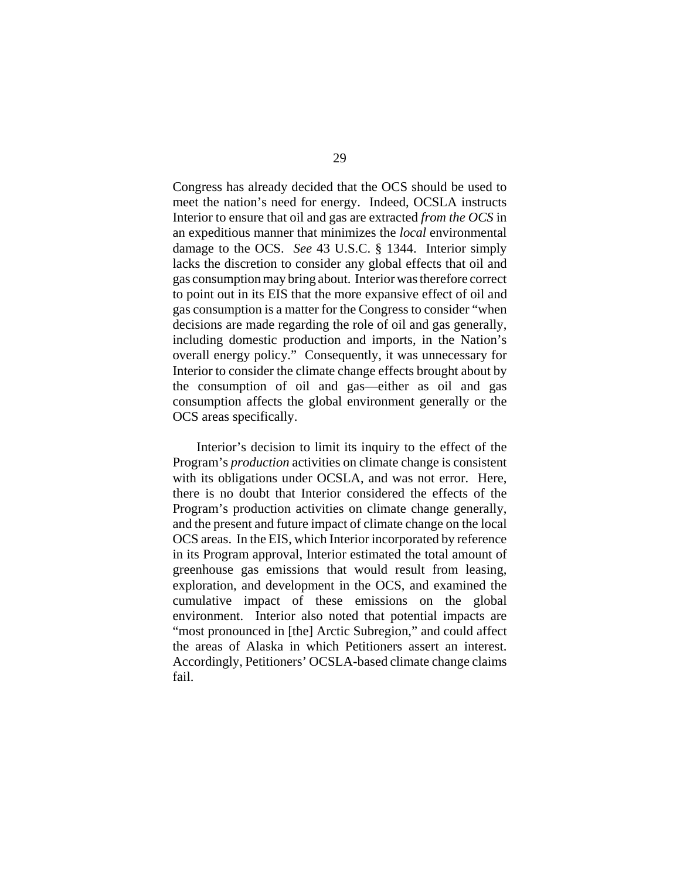Congress has already decided that the OCS should be used to meet the nation's need for energy. Indeed, OCSLA instructs Interior to ensure that oil and gas are extracted *from the OCS* in an expeditious manner that minimizes the *local* environmental damage to the OCS. *See* 43 U.S.C. § 1344. Interior simply lacks the discretion to consider any global effects that oil and gas consumption may bring about. Interior was therefore correct to point out in its EIS that the more expansive effect of oil and gas consumption is a matter for the Congress to consider "when decisions are made regarding the role of oil and gas generally, including domestic production and imports, in the Nation's overall energy policy." Consequently, it was unnecessary for Interior to consider the climate change effects brought about by the consumption of oil and gas—either as oil and gas consumption affects the global environment generally or the OCS areas specifically.

Interior's decision to limit its inquiry to the effect of the Program's *production* activities on climate change is consistent with its obligations under OCSLA, and was not error. Here, there is no doubt that Interior considered the effects of the Program's production activities on climate change generally, and the present and future impact of climate change on the local OCS areas. In the EIS, which Interior incorporated by reference in its Program approval, Interior estimated the total amount of greenhouse gas emissions that would result from leasing, exploration, and development in the OCS, and examined the cumulative impact of these emissions on the global environment. Interior also noted that potential impacts are "most pronounced in [the] Arctic Subregion," and could affect the areas of Alaska in which Petitioners assert an interest. Accordingly, Petitioners' OCSLA-based climate change claims fail.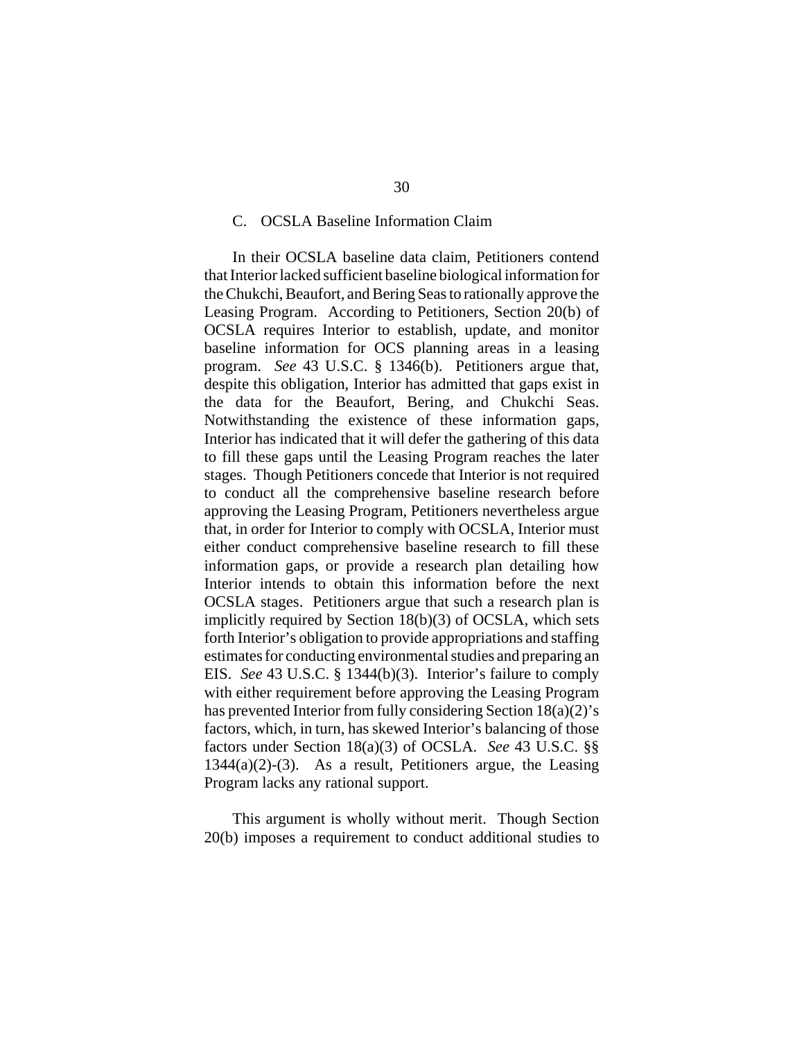### C. OCSLA Baseline Information Claim

In their OCSLA baseline data claim, Petitioners contend that Interior lacked sufficient baseline biological information for the Chukchi, Beaufort, and Bering Seas to rationally approve the Leasing Program. According to Petitioners, Section 20(b) of OCSLA requires Interior to establish, update, and monitor baseline information for OCS planning areas in a leasing program. *See* 43 U.S.C. § 1346(b). Petitioners argue that, despite this obligation, Interior has admitted that gaps exist in the data for the Beaufort, Bering, and Chukchi Seas. Notwithstanding the existence of these information gaps, Interior has indicated that it will defer the gathering of this data to fill these gaps until the Leasing Program reaches the later stages. Though Petitioners concede that Interior is not required to conduct all the comprehensive baseline research before approving the Leasing Program, Petitioners nevertheless argue that, in order for Interior to comply with OCSLA, Interior must either conduct comprehensive baseline research to fill these information gaps, or provide a research plan detailing how Interior intends to obtain this information before the next OCSLA stages. Petitioners argue that such a research plan is implicitly required by Section 18(b)(3) of OCSLA, which sets forth Interior's obligation to provide appropriations and staffing estimates for conducting environmental studies and preparing an EIS. *See* 43 U.S.C. § 1344(b)(3). Interior's failure to comply with either requirement before approving the Leasing Program has prevented Interior from fully considering Section 18(a)(2)'s factors, which, in turn, has skewed Interior's balancing of those factors under Section 18(a)(3) of OCSLA. *See* 43 U.S.C. §§ 1344(a)(2)-(3). As a result, Petitioners argue, the Leasing Program lacks any rational support.

This argument is wholly without merit. Though Section 20(b) imposes a requirement to conduct additional studies to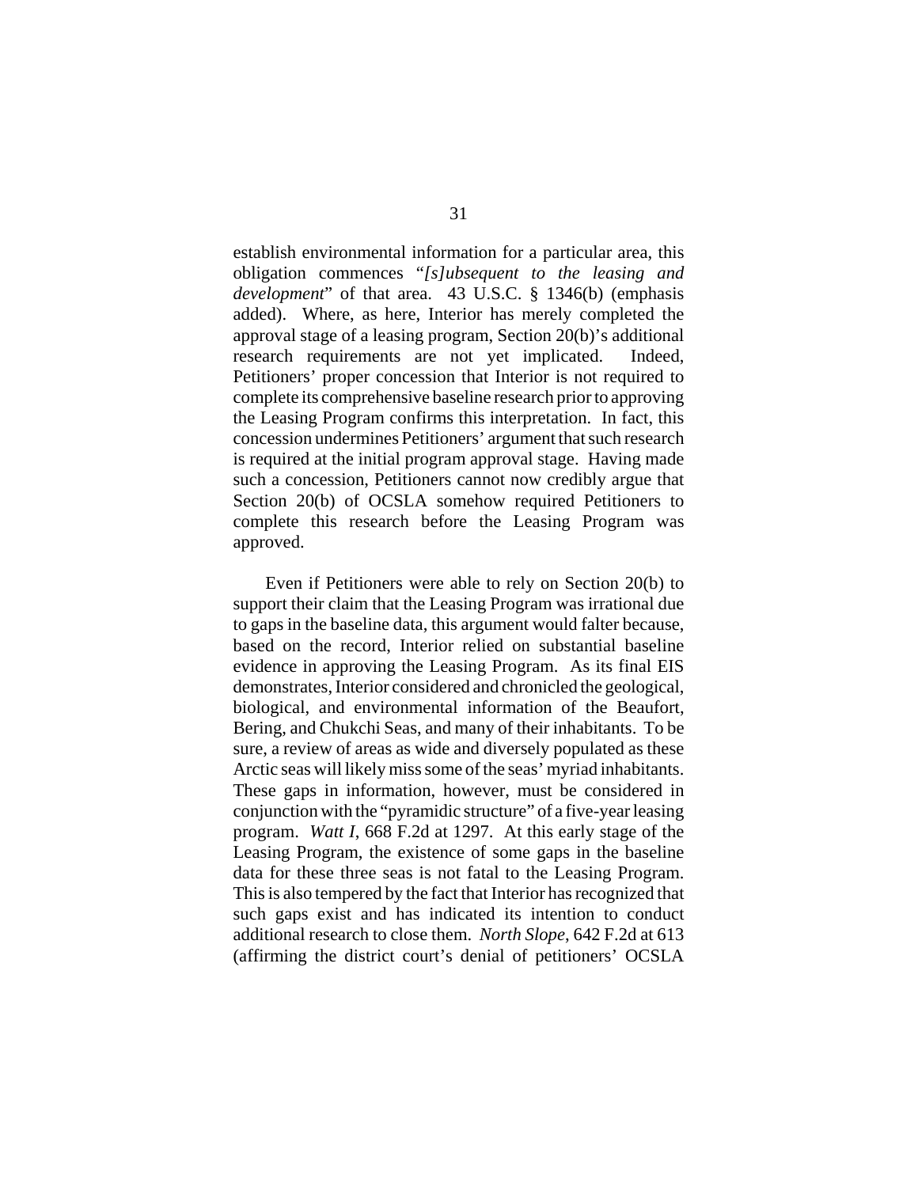establish environmental information for a particular area, this obligation commences "*[s]ubsequent to the leasing and development*" of that area. 43 U.S.C. § 1346(b) (emphasis added). Where, as here, Interior has merely completed the approval stage of a leasing program, Section 20(b)'s additional research requirements are not yet implicated. Indeed, Petitioners' proper concession that Interior is not required to complete its comprehensive baseline research prior to approving the Leasing Program confirms this interpretation. In fact, this concession undermines Petitioners' argument that such research is required at the initial program approval stage. Having made such a concession, Petitioners cannot now credibly argue that Section 20(b) of OCSLA somehow required Petitioners to complete this research before the Leasing Program was approved.

Even if Petitioners were able to rely on Section 20(b) to support their claim that the Leasing Program was irrational due to gaps in the baseline data, this argument would falter because, based on the record, Interior relied on substantial baseline evidence in approving the Leasing Program. As its final EIS demonstrates, Interior considered and chronicled the geological, biological, and environmental information of the Beaufort, Bering, and Chukchi Seas, and many of their inhabitants. To be sure, a review of areas as wide and diversely populated as these Arctic seas will likely miss some of the seas' myriad inhabitants. These gaps in information, however, must be considered in conjunction with the "pyramidic structure" of a five-year leasing program. *Watt I*, 668 F.2d at 1297. At this early stage of the Leasing Program, the existence of some gaps in the baseline data for these three seas is not fatal to the Leasing Program. This is also tempered by the fact that Interior has recognized that such gaps exist and has indicated its intention to conduct additional research to close them. *North Slope*, 642 F.2d at 613 (affirming the district court's denial of petitioners' OCSLA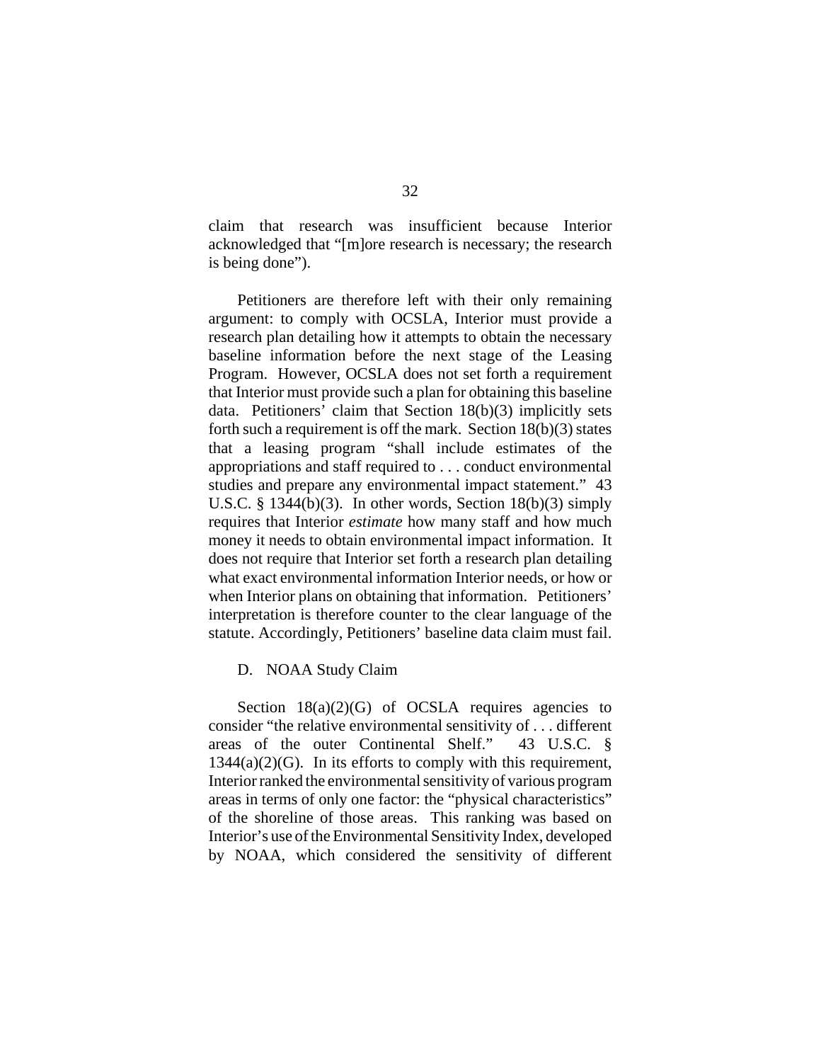claim that research was insufficient because Interior acknowledged that "[m]ore research is necessary; the research is being done").

Petitioners are therefore left with their only remaining argument: to comply with OCSLA, Interior must provide a research plan detailing how it attempts to obtain the necessary baseline information before the next stage of the Leasing Program. However, OCSLA does not set forth a requirement that Interior must provide such a plan for obtaining this baseline data. Petitioners' claim that Section 18(b)(3) implicitly sets forth such a requirement is off the mark. Section 18(b)(3) states that a leasing program "shall include estimates of the appropriations and staff required to . . . conduct environmental studies and prepare any environmental impact statement." 43 U.S.C. § 1344(b)(3). In other words, Section 18(b)(3) simply requires that Interior *estimate* how many staff and how much money it needs to obtain environmental impact information. It does not require that Interior set forth a research plan detailing what exact environmental information Interior needs, or how or when Interior plans on obtaining that information. Petitioners' interpretation is therefore counter to the clear language of the statute. Accordingly, Petitioners' baseline data claim must fail.

D. NOAA Study Claim

Section 18(a)(2)(G) of OCSLA requires agencies to consider "the relative environmental sensitivity of . . . different areas of the outer Continental Shelf." 43 U.S.C. § 1344(a)(2)(G). In its efforts to comply with this requirement, Interior ranked the environmental sensitivity of various program areas in terms of only one factor: the "physical characteristics" of the shoreline of those areas. This ranking was based on Interior's use of the Environmental Sensitivity Index, developed by NOAA, which considered the sensitivity of different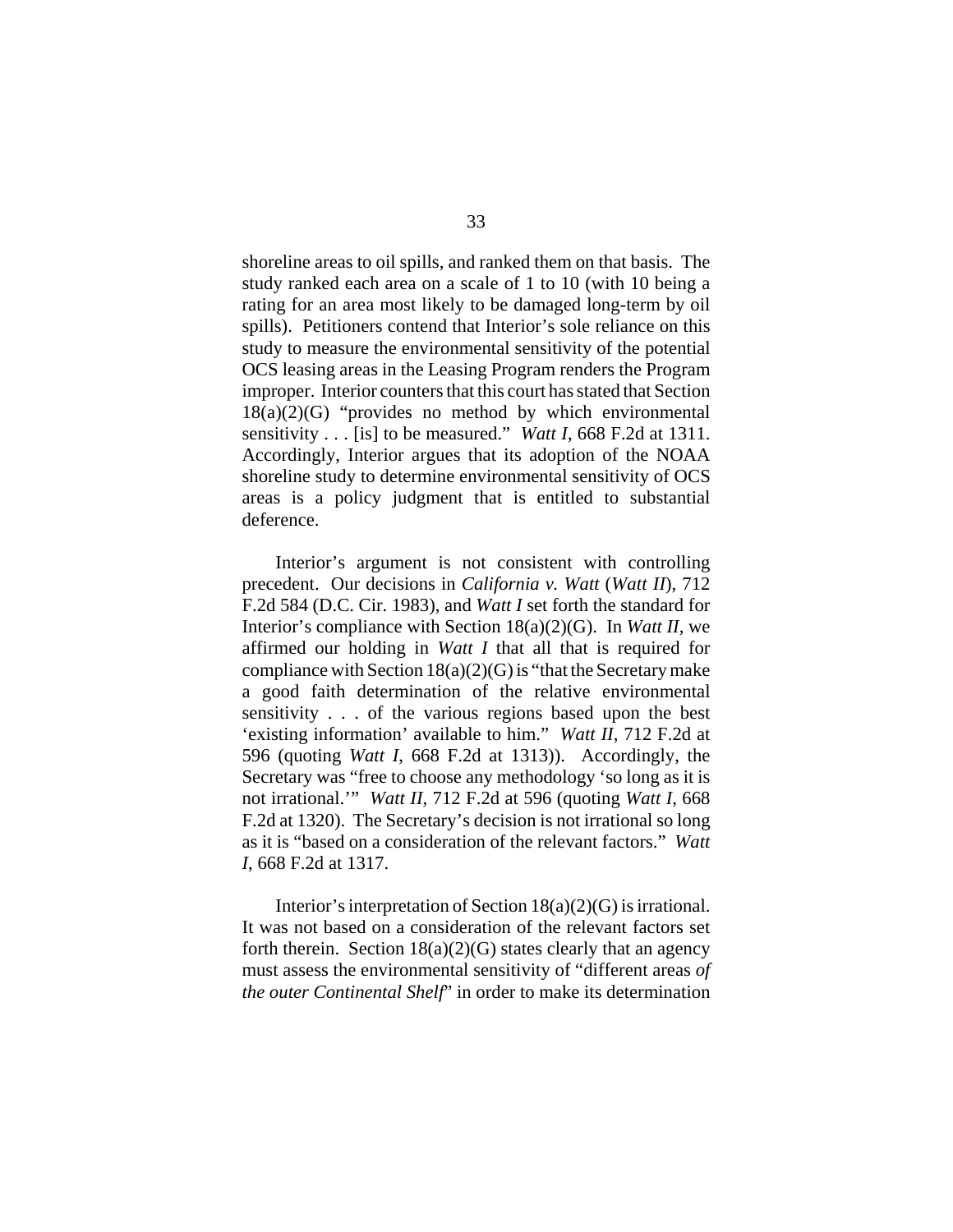shoreline areas to oil spills, and ranked them on that basis. The study ranked each area on a scale of 1 to 10 (with 10 being a rating for an area most likely to be damaged long-term by oil spills). Petitioners contend that Interior's sole reliance on this study to measure the environmental sensitivity of the potential OCS leasing areas in the Leasing Program renders the Program improper. Interior counters that this court has stated that Section 18(a)(2)(G) "provides no method by which environmental sensitivity . . . [is] to be measured." *Watt I*, 668 F.2d at 1311. Accordingly, Interior argues that its adoption of the NOAA shoreline study to determine environmental sensitivity of OCS areas is a policy judgment that is entitled to substantial deference.

Interior's argument is not consistent with controlling precedent. Our decisions in *California v. Watt* (*Watt II*), 712 F.2d 584 (D.C. Cir. 1983), and *Watt I* set forth the standard for Interior's compliance with Section 18(a)(2)(G). In *Watt II*, we affirmed our holding in *Watt I* that all that is required for compliance with Section 18(a)(2)(G) is "that the Secretary make a good faith determination of the relative environmental sensitivity . . . of the various regions based upon the best 'existing information' available to him." *Watt II*, 712 F.2d at 596 (quoting *Watt I*, 668 F.2d at 1313)). Accordingly, the Secretary was "free to choose any methodology 'so long as it is not irrational.'" *Watt II*, 712 F.2d at 596 (quoting *Watt I*, 668 F.2d at 1320). The Secretary's decision is not irrational so long as it is "based on a consideration of the relevant factors." *Watt I*, 668 F.2d at 1317.

Interior's interpretation of Section 18(a)(2)(G) is irrational. It was not based on a consideration of the relevant factors set forth therein. Section 18(a)(2)(G) states clearly that an agency must assess the environmental sensitivity of "different areas *of the outer Continental Shelf*" in order to make its determination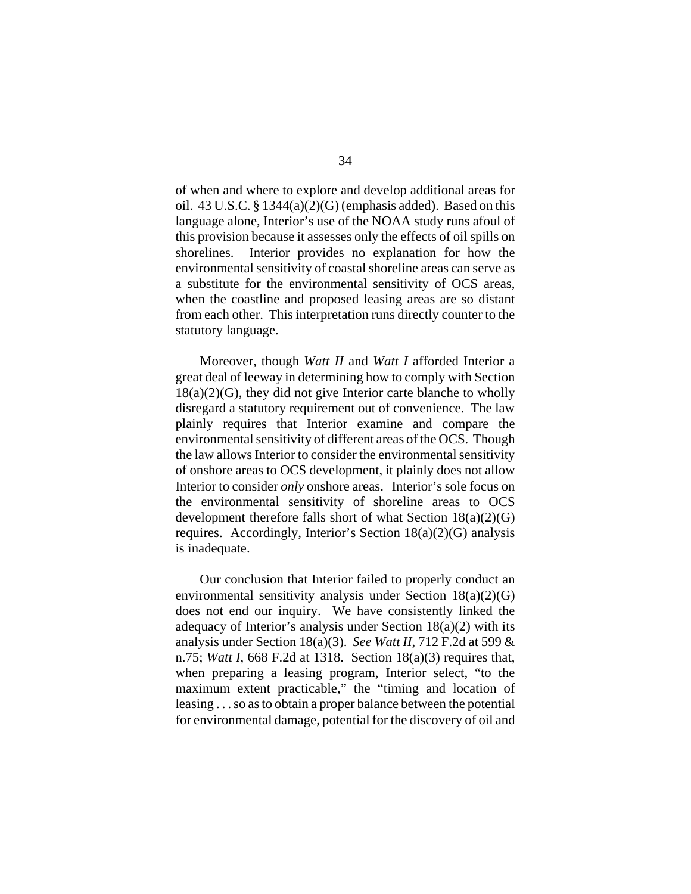of when and where to explore and develop additional areas for oil. 43 U.S.C. § 1344(a)(2)(G) (emphasis added). Based on this language alone, Interior's use of the NOAA study runs afoul of this provision because it assesses only the effects of oil spills on shorelines. Interior provides no explanation for how the environmental sensitivity of coastal shoreline areas can serve as a substitute for the environmental sensitivity of OCS areas, when the coastline and proposed leasing areas are so distant from each other. This interpretation runs directly counter to the statutory language.

Moreover, though *Watt II* and *Watt I* afforded Interior a great deal of leeway in determining how to comply with Section 18(a)(2)(G), they did not give Interior carte blanche to wholly disregard a statutory requirement out of convenience. The law plainly requires that Interior examine and compare the environmental sensitivity of different areas of the OCS. Though the law allows Interior to consider the environmental sensitivity of onshore areas to OCS development, it plainly does not allow Interior to consider *only* onshore areas. Interior's sole focus on the environmental sensitivity of shoreline areas to OCS development therefore falls short of what Section 18(a)(2)(G) requires. Accordingly, Interior's Section 18(a)(2)(G) analysis is inadequate.

Our conclusion that Interior failed to properly conduct an environmental sensitivity analysis under Section 18(a)(2)(G) does not end our inquiry. We have consistently linked the adequacy of Interior's analysis under Section 18(a)(2) with its analysis under Section 18(a)(3). *See Watt II*, 712 F.2d at 599 & n.75; *Watt I*, 668 F.2d at 1318. Section 18(a)(3) requires that, when preparing a leasing program, Interior select, "to the maximum extent practicable," the "timing and location of leasing . . . so as to obtain a proper balance between the potential for environmental damage, potential for the discovery of oil and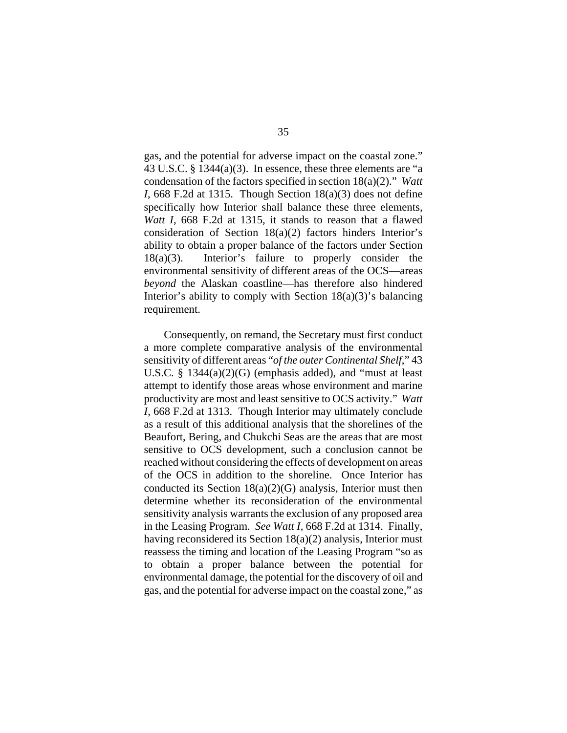gas, and the potential for adverse impact on the coastal zone." 43 U.S.C. § 1344(a)(3). In essence, these three elements are "a condensation of the factors specified in section 18(a)(2)." *Watt I*, 668 F.2d at 1315. Though Section 18(a)(3) does not define specifically how Interior shall balance these three elements, *Watt I*, 668 F.2d at 1315, it stands to reason that a flawed consideration of Section 18(a)(2) factors hinders Interior's ability to obtain a proper balance of the factors under Section 18(a)(3). Interior's failure to properly consider the environmental sensitivity of different areas of the OCS—areas *beyond* the Alaskan coastline—has therefore also hindered Interior's ability to comply with Section 18(a)(3)'s balancing requirement.

Consequently, on remand, the Secretary must first conduct a more complete comparative analysis of the environmental sensitivity of different areas "*of the outer Continental Shelf*," 43 U.S.C. § 1344(a)(2)(G) (emphasis added), and "must at least attempt to identify those areas whose environment and marine productivity are most and least sensitive to OCS activity." *Watt I*, 668 F.2d at 1313. Though Interior may ultimately conclude as a result of this additional analysis that the shorelines of the Beaufort, Bering, and Chukchi Seas are the areas that are most sensitive to OCS development, such a conclusion cannot be reached without considering the effects of development on areas of the OCS in addition to the shoreline. Once Interior has conducted its Section 18(a)(2)(G) analysis, Interior must then determine whether its reconsideration of the environmental sensitivity analysis warrants the exclusion of any proposed area in the Leasing Program. *See Watt I*, 668 F.2d at 1314. Finally, having reconsidered its Section 18(a)(2) analysis, Interior must reassess the timing and location of the Leasing Program "so as to obtain a proper balance between the potential for environmental damage, the potential for the discovery of oil and gas, and the potential for adverse impact on the coastal zone," as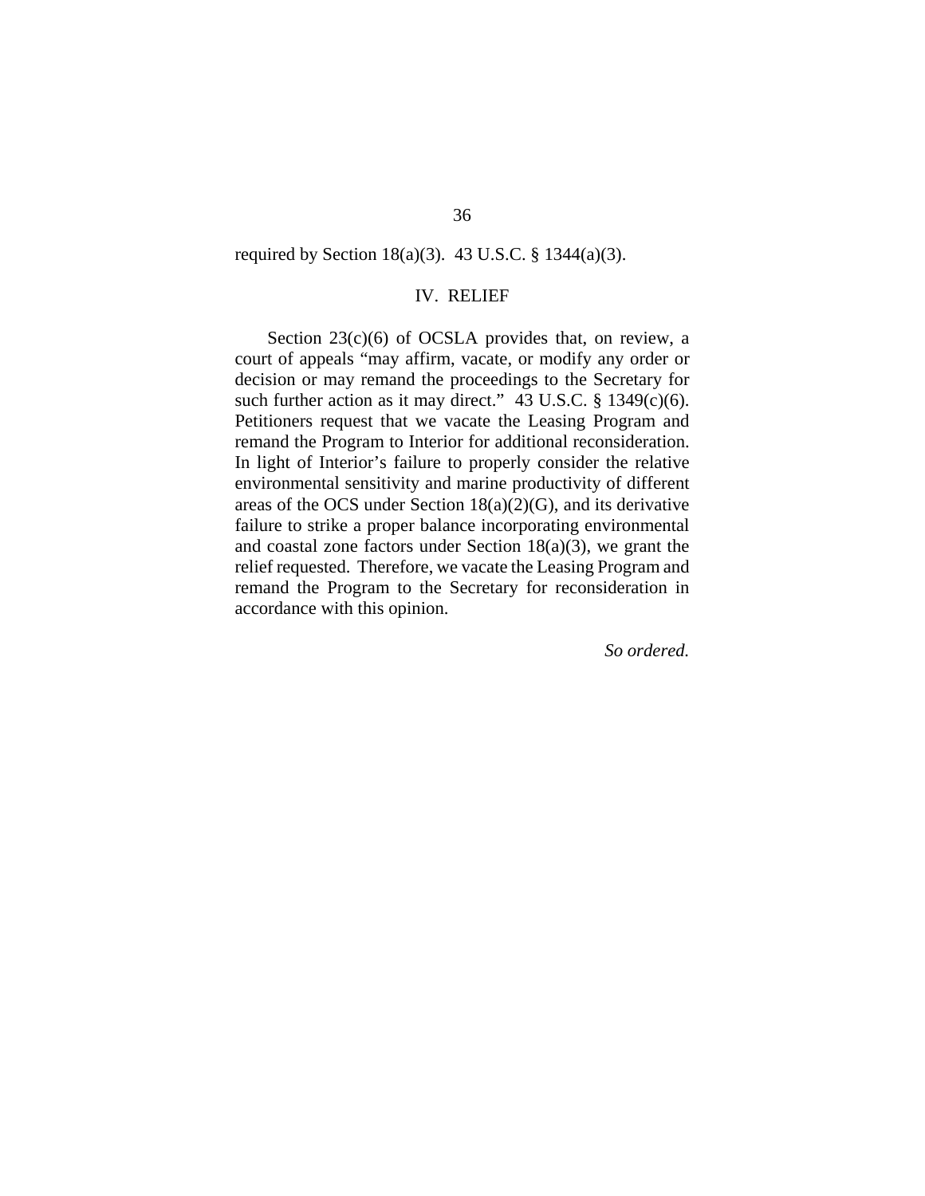required by Section 18(a)(3). 43 U.S.C. § 1344(a)(3).

## IV. RELIEF

Section 23(c)(6) of OCSLA provides that, on review, a court of appeals "may affirm, vacate, or modify any order or decision or may remand the proceedings to the Secretary for such further action as it may direct." 43 U.S.C. § 1349(c)(6). Petitioners request that we vacate the Leasing Program and remand the Program to Interior for additional reconsideration. In light of Interior's failure to properly consider the relative environmental sensitivity and marine productivity of different areas of the OCS under Section 18(a)(2)(G), and its derivative failure to strike a proper balance incorporating environmental and coastal zone factors under Section 18(a)(3), we grant the relief requested. Therefore, we vacate the Leasing Program and remand the Program to the Secretary for reconsideration in accordance with this opinion.

*So ordered.*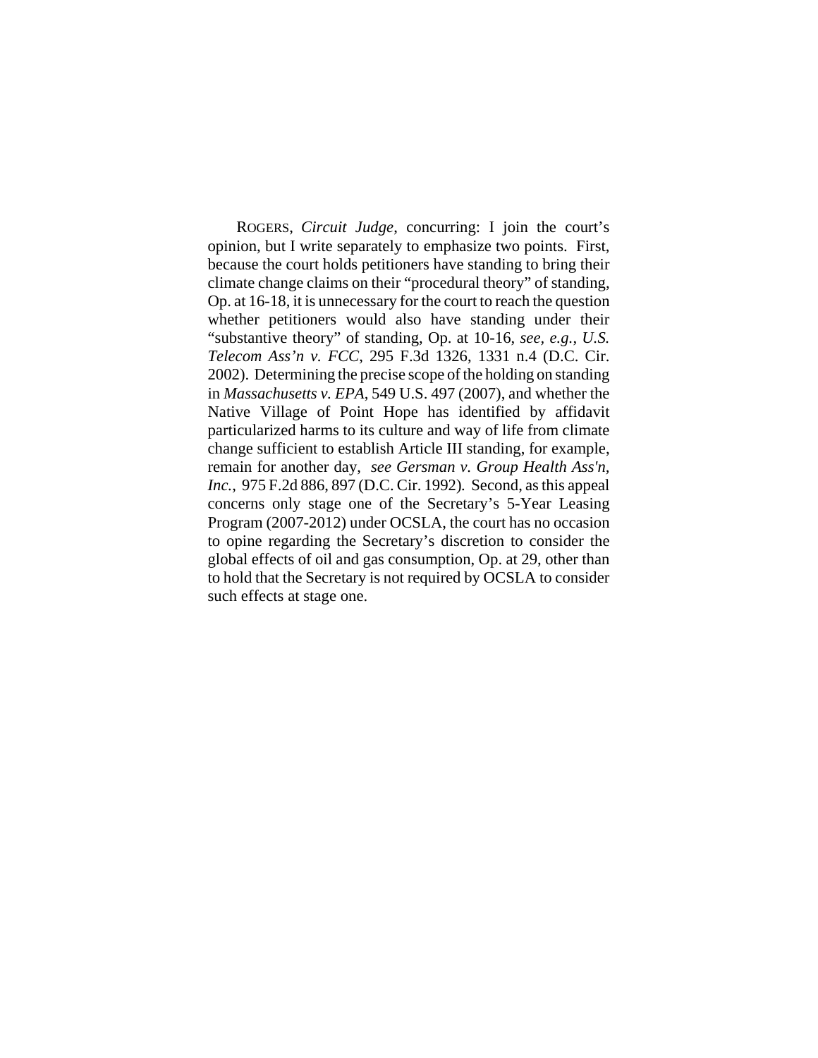ROGERS, *Circuit Judge*, concurring: I join the court's opinion, but I write separately to emphasize two points. First, because the court holds petitioners have standing to bring their climate change claims on their "procedural theory" of standing, Op. at 16-18, it is unnecessary for the court to reach the question whether petitioners would also have standing under their "substantive theory" of standing, Op. at 10-16, *see, e.g.*, *U.S. Telecom Ass'n v. FCC*, 295 F.3d 1326, 1331 n.4 (D.C. Cir. 2002). Determining the precise scope of the holding on standing in *Massachusetts v. EPA*, 549 U.S. 497 (2007), and whether the Native Village of Point Hope has identified by affidavit particularized harms to its culture and way of life from climate change sufficient to establish Article III standing, for example, remain for another day, *see Gersman v. Group Health Ass'n, Inc.*, 975 F.2d 886, 897 (D.C. Cir. 1992). Second, as this appeal concerns only stage one of the Secretary's 5-Year Leasing Program (2007-2012) under OCSLA, the court has no occasion to opine regarding the Secretary's discretion to consider the global effects of oil and gas consumption, Op. at 29, other than to hold that the Secretary is not required by OCSLA to consider such effects at stage one.